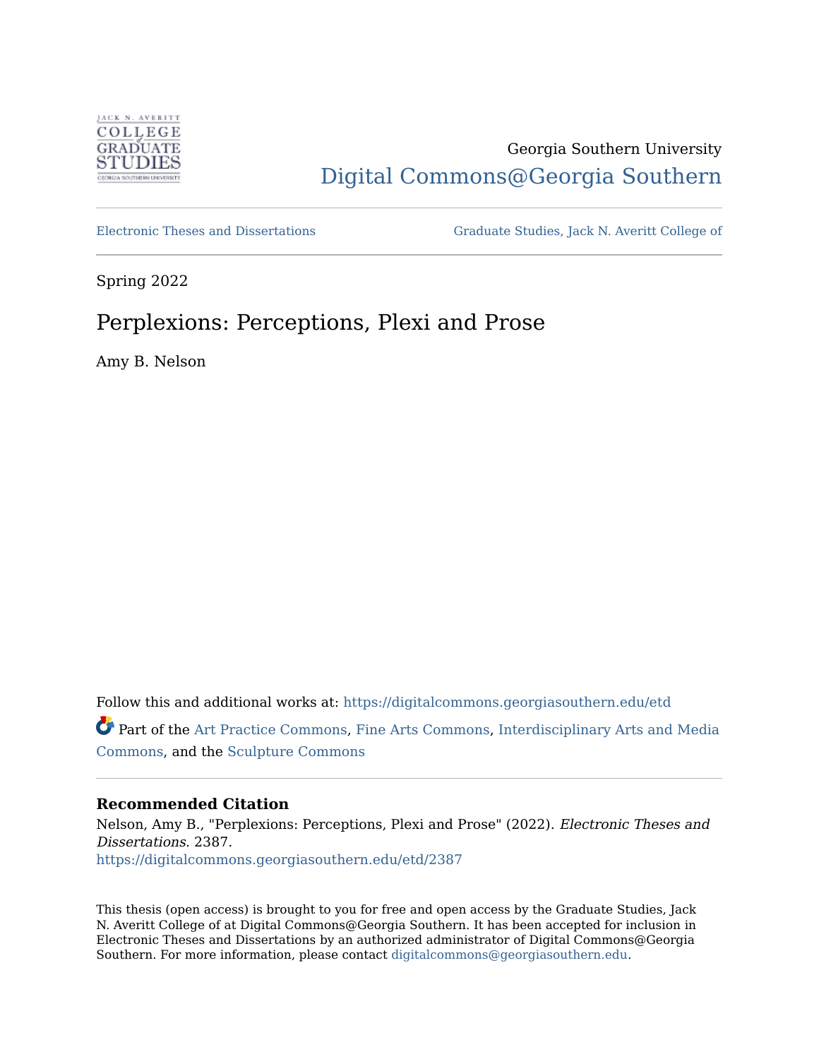Georgia Southern University

# Digital Commons@Georgia Southern

Electronic Theses and Dissertations

Graduate Studies, Jack N. Averitt College of

Spring 2022

## Perplexions: Perceptions, Plexi and Prose

Amy B. Nelson

Follow this and additional works at: https://digitalcommons.georgiasouthern.edu/etd

Part of the Art Practice Commons, Fine Arts Commons, Interdisciplinary Arts and Media Commons, and the Sculpture Commons

**Recommended Citation**

Nelson, Amy B., "Perplexions: Perceptions, Plexi and Prose" (2022). *Electronic Theses and Dissertations*. 2387.
https://digitalcommons.georgiasouthern.edu/etd/2387

This thesis (open access) is brought to you for free and open access by the Graduate Studies, Jack N. Averitt College of at Digital Commons@Georgia Southern. It has been accepted for inclusion in Electronic Theses and Dissertations by an authorized administrator of Digital Commons@Georgia Southern. For more information, please contact digitalcommons@georgiasouthern.edu.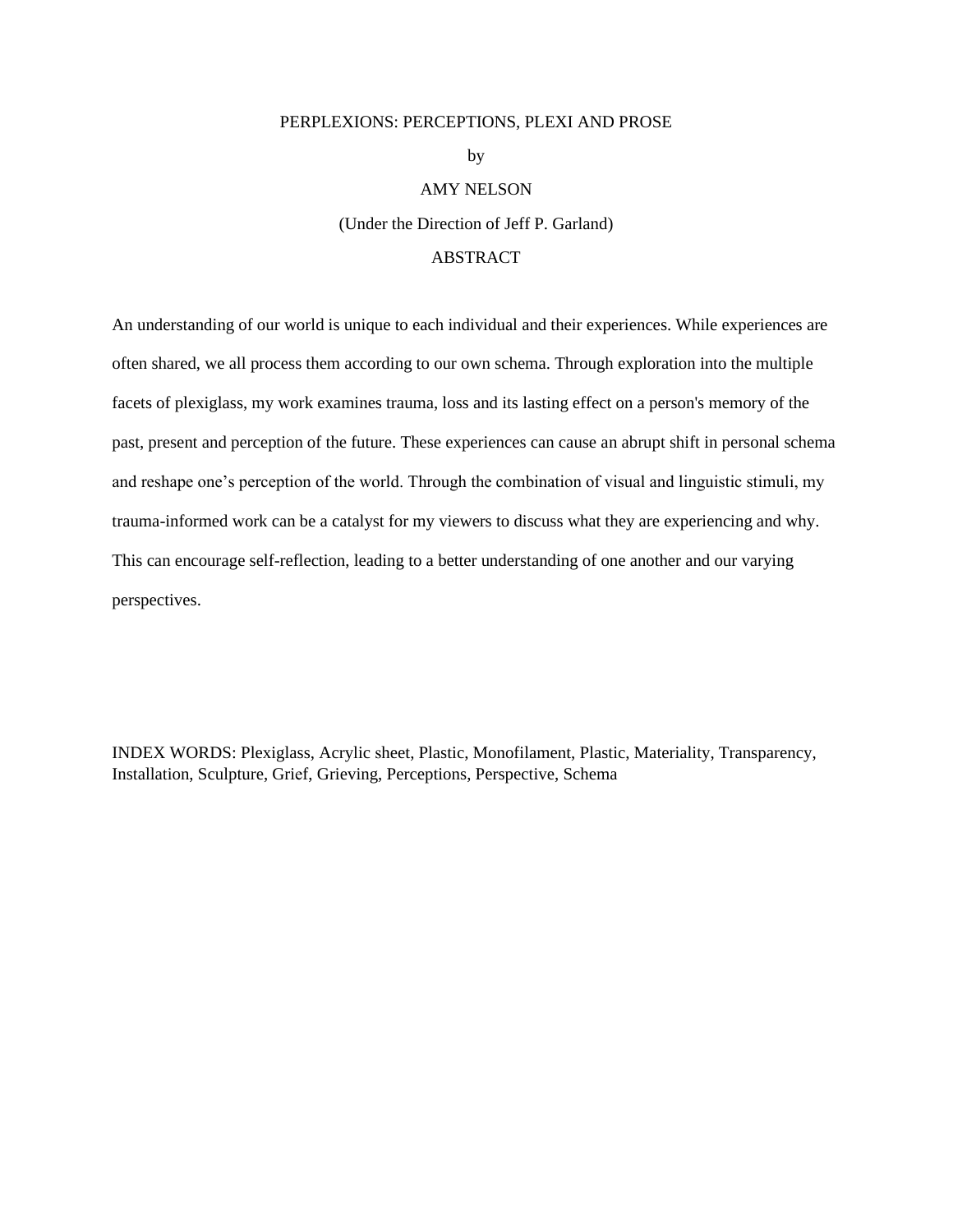PERPLEXIONS: PERCEPTIONS, PLEXI AND PROSE

by

AMY NELSON

(Under the Direction of Jeff P. Garland)

## ABSTRACT

An understanding of our world is unique to each individual and their experiences. While experiences are often shared, we all process them according to our own schema. Through exploration into the multiple facets of plexiglass, my work examines trauma, loss and its lasting effect on a person's memory of the past, present and perception of the future. These experiences can cause an abrupt shift in personal schema and reshape one's perception of the world. Through the combination of visual and linguistic stimuli, my trauma-informed work can be a catalyst for my viewers to discuss what they are experiencing and why. This can encourage self-reflection, leading to a better understanding of one another and our varying perspectives.

INDEX WORDS: Plexiglass, Acrylic sheet, Plastic, Monofilament, Plastic, Materiality, Transparency, Installation, Sculpture, Grief, Grieving, Perceptions, Perspective, Schema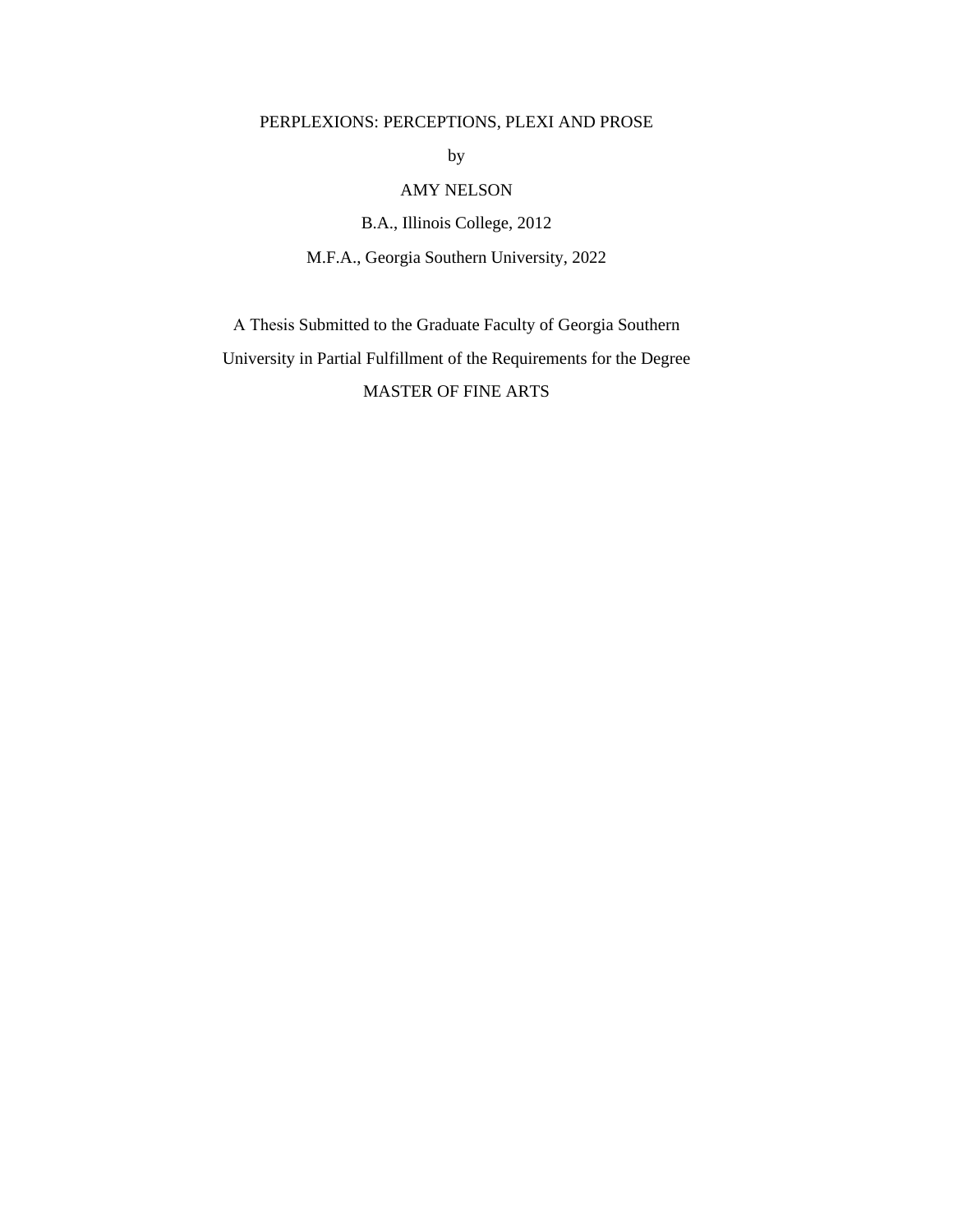PERPLEXIONS: PERCEPTIONS, PLEXI AND PROSE

by

AMY NELSON

B.A., Illinois College, 2012

M.F.A., Georgia Southern University, 2022

A Thesis Submitted to the Graduate Faculty of Georgia Southern University in Partial Fulfillment of the Requirements for the Degree

MASTER OF FINE ARTS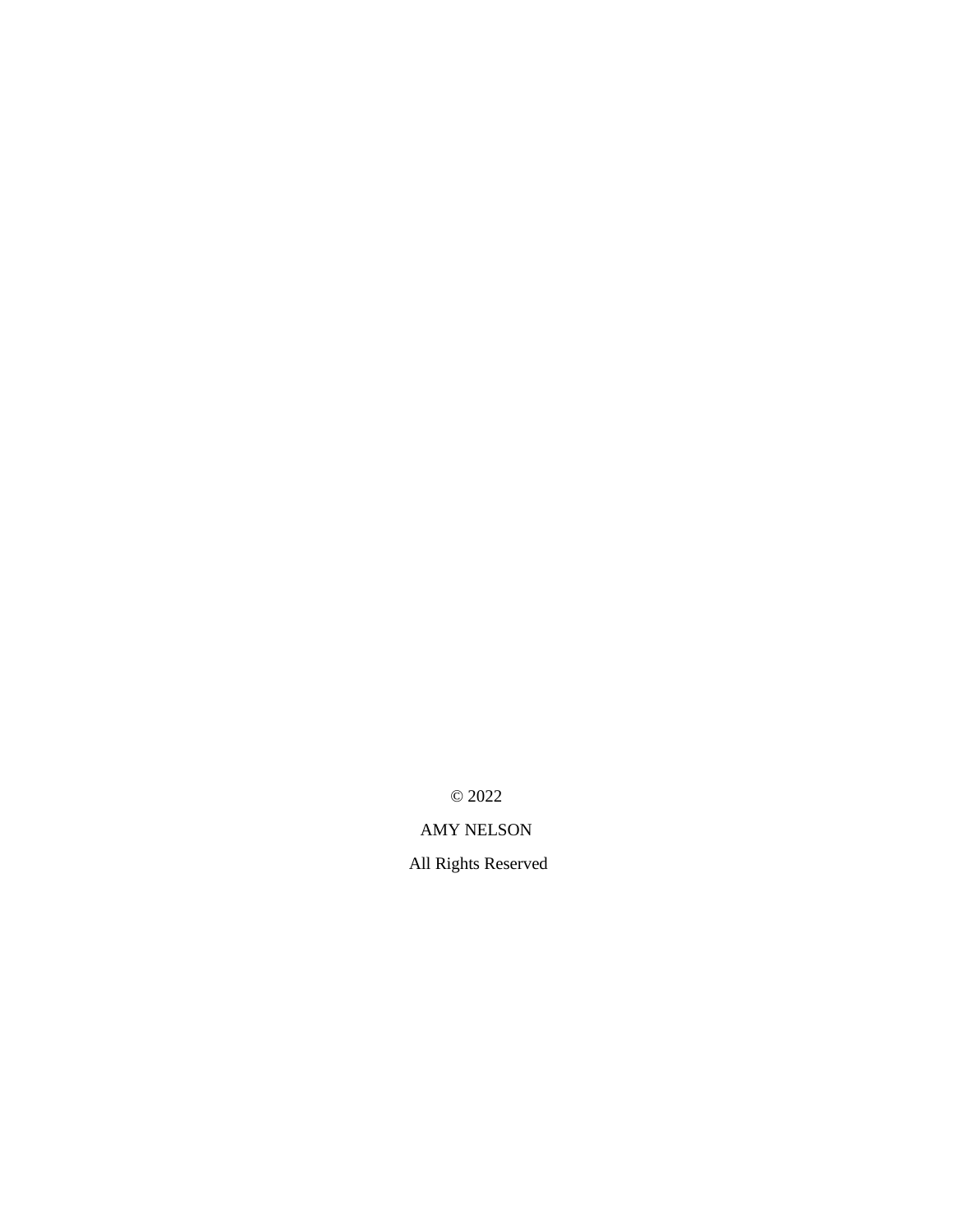© 2022

AMY NELSON

All Rights Reserved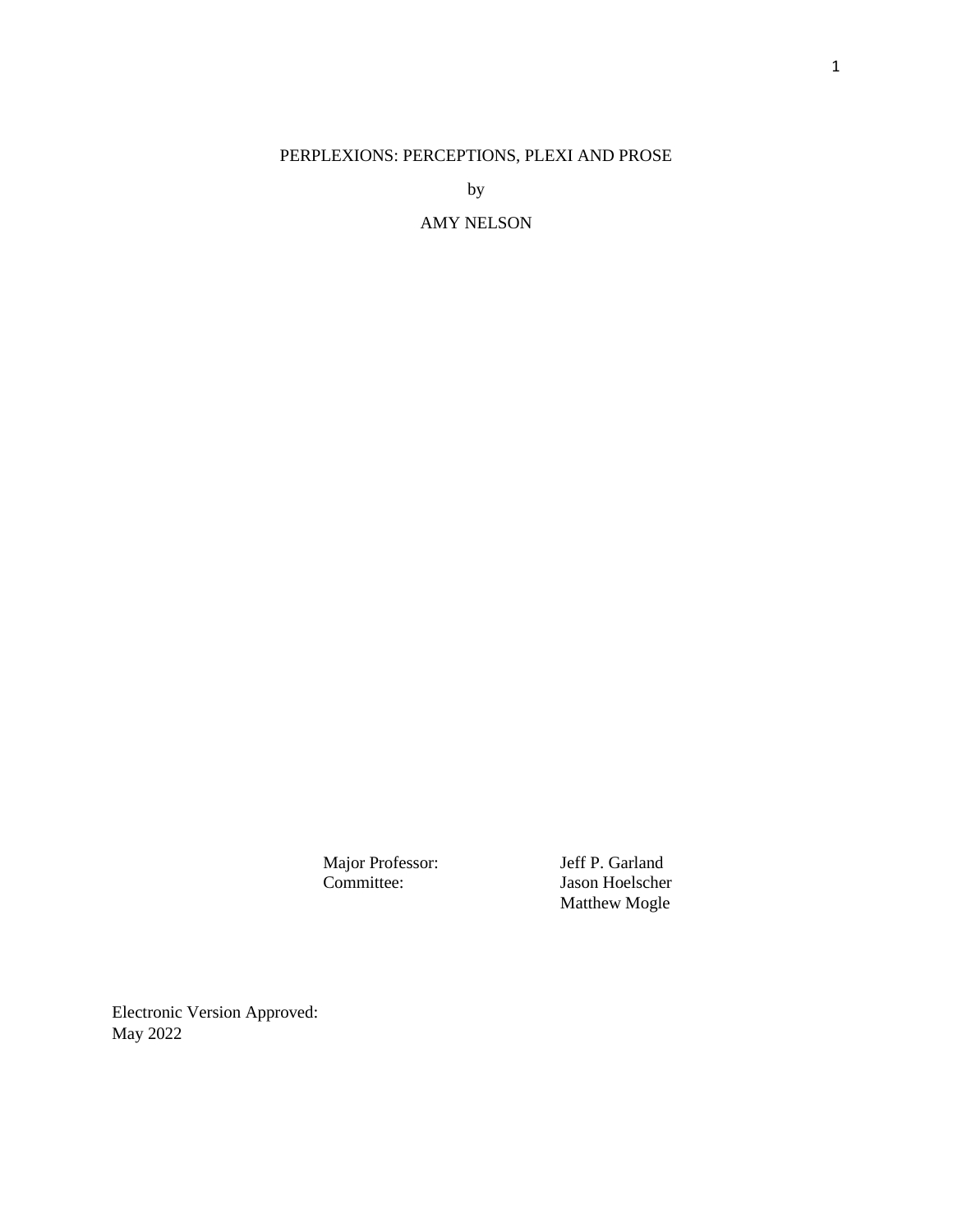PERPLEXIONS: PERCEPTIONS, PLEXI AND PROSE

by

AMY NELSON

| | |
|---|---|
| Major Professor: | Jeff P. Garland |
| Committee: | Jason Hoelscher |
| | Matthew Mogle |

Electronic Version Approved:
May 2022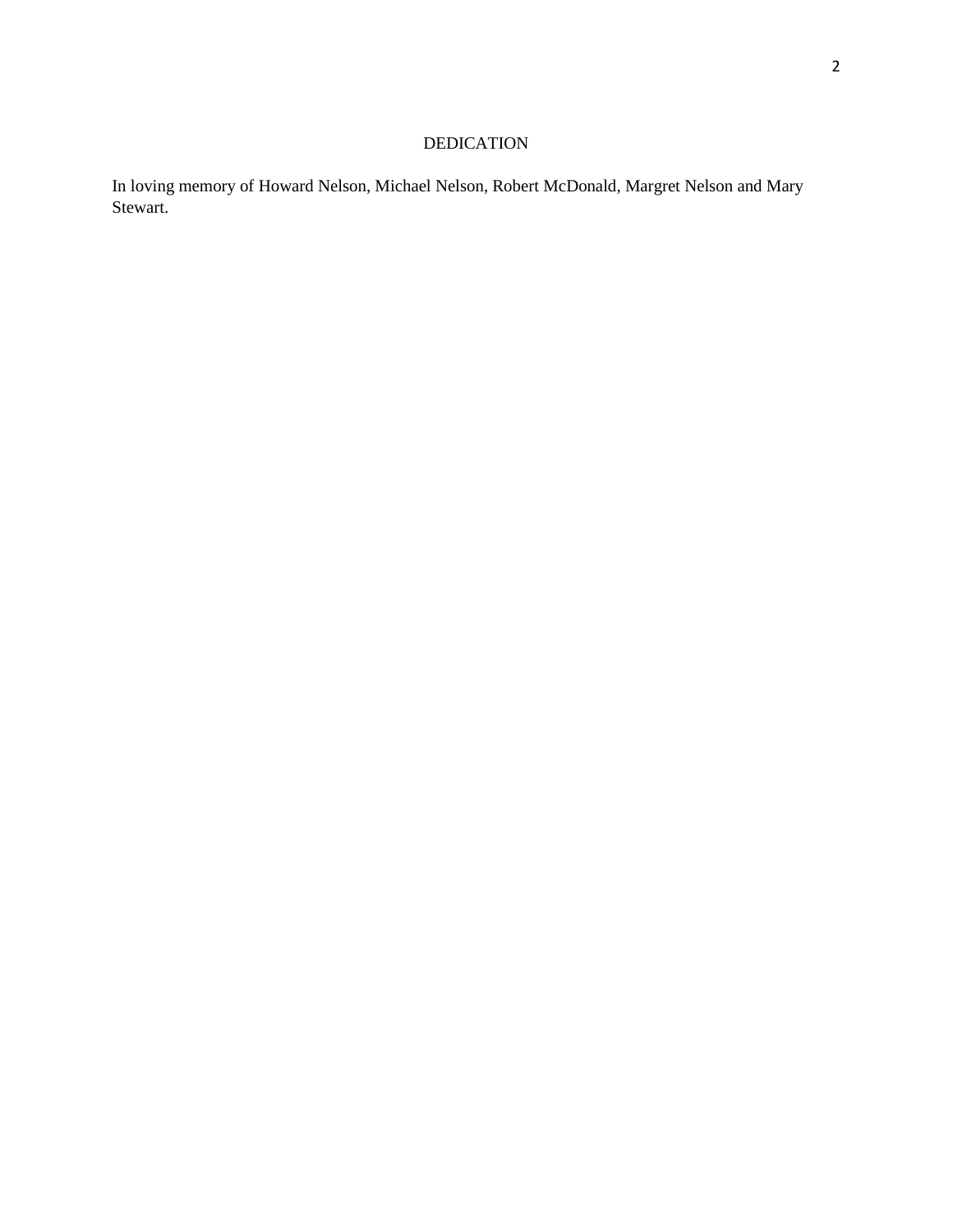# DEDICATION

In loving memory of Howard Nelson, Michael Nelson, Robert McDonald, Margret Nelson and Mary Stewart.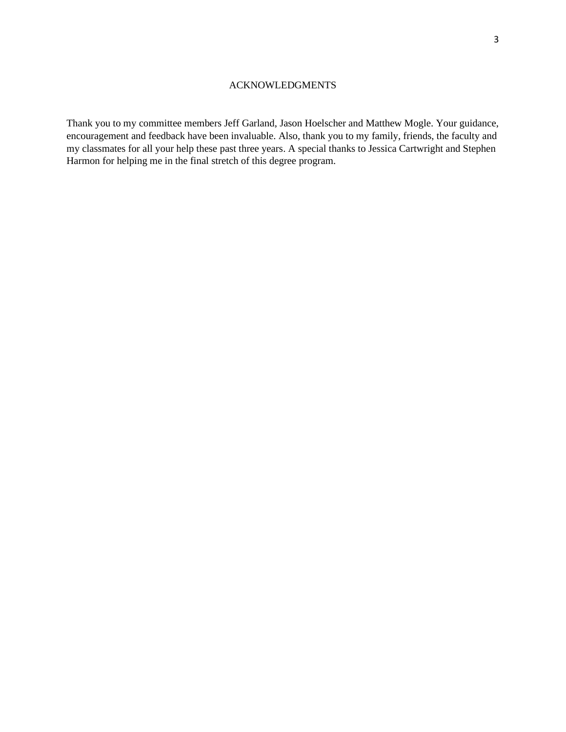# ACKNOWLEDGMENTS

Thank you to my committee members Jeff Garland, Jason Hoelscher and Matthew Mogle. Your guidance, encouragement and feedback have been invaluable. Also, thank you to my family, friends, the faculty and my classmates for all your help these past three years. A special thanks to Jessica Cartwright and Stephen Harmon for helping me in the final stretch of this degree program.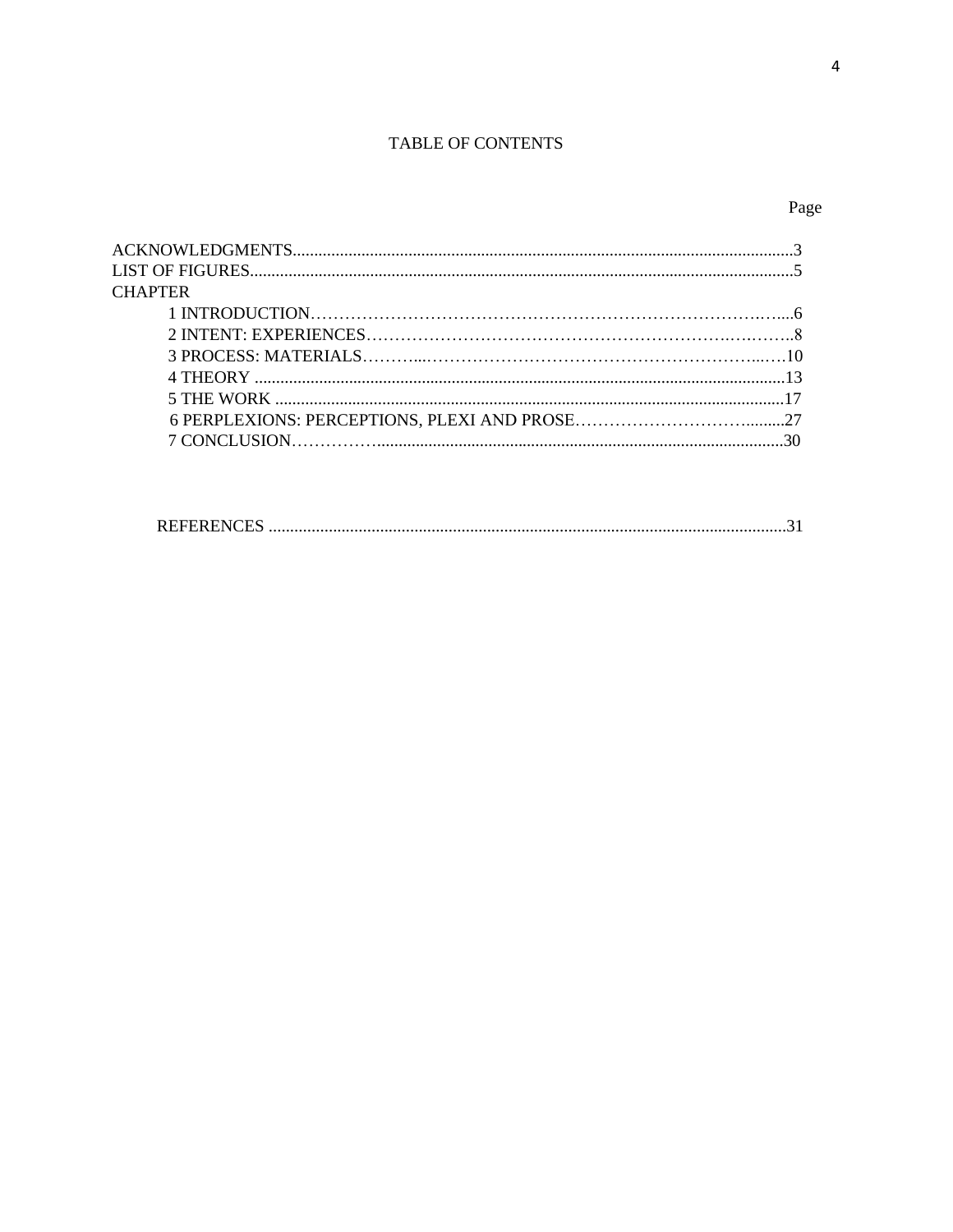# TABLE OF CONTENTS

| | Page |
|---|---|
| ACKNOWLEDGMENTS | 3 |
| LIST OF FIGURES | 5 |
| CHAPTER | |
| 1 INTRODUCTION | 6 |
| 2 INTENT: EXPERIENCES | 8 |
| 3 PROCESS: MATERIALS | 10 |
| 4 THEORY | 13 |
| 5 THE WORK | 17 |
| 6 PERPLEXIONS: PERCEPTIONS, PLEXI AND PROSE | 27 |
| 7 CONCLUSION | 30 |
| REFERENCES | 31 |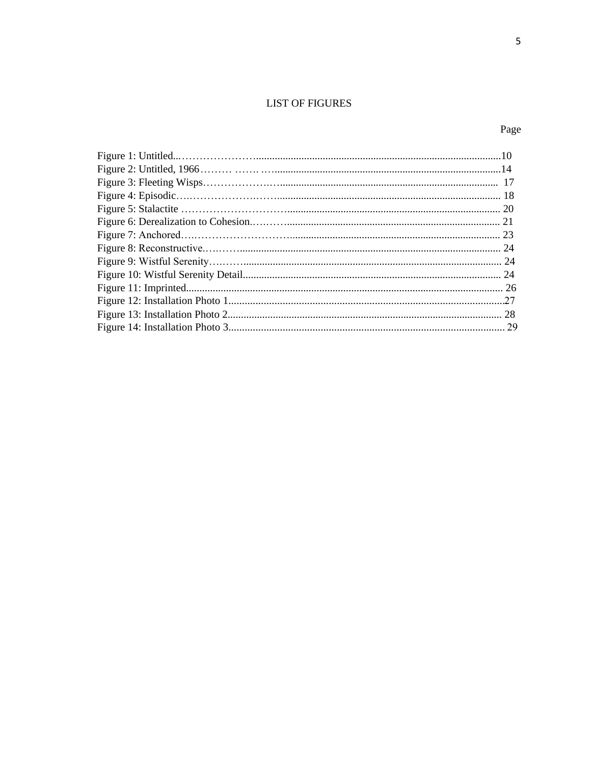# LIST OF FIGURES

| | Page |
|---|---|
| Figure 1: Untitled | 10 |
| Figure 2: Untitled, 1966 | 14 |
| Figure 3: Fleeting Wisps | 17 |
| Figure 4: Episodic | 18 |
| Figure 5: Stalactite | 20 |
| Figure 6: Derealization to Cohesion | 21 |
| Figure 7: Anchored | 23 |
| Figure 8: Reconstructive | 24 |
| Figure 9: Wistful Serenity | 24 |
| Figure 10: Wistful Serenity Detail | 24 |
| Figure 11: Imprinted | 26 |
| Figure 12: Installation Photo 1 | 27 |
| Figure 13: Installation Photo 2 | 28 |
| Figure 14: Installation Photo 3 | 29 |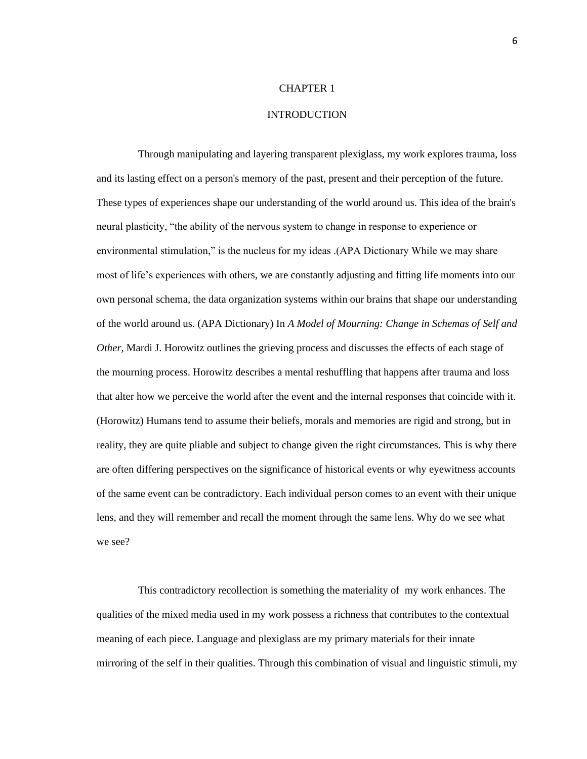# CHAPTER 1

## INTRODUCTION

Through manipulating and layering transparent plexiglass, my work explores trauma, loss and its lasting effect on a person's memory of the past, present and their perception of the future. These types of experiences shape our understanding of the world around us. This idea of the brain's neural plasticity, "the ability of the nervous system to change in response to experience or environmental stimulation," is the nucleus for my ideas .(APA Dictionary While we may share most of life's experiences with others, we are constantly adjusting and fitting life moments into our own personal schema, the data organization systems within our brains that shape our understanding of the world around us. (APA Dictionary) In *A Model of Mourning: Change in Schemas of Self and Other*, Mardi J. Horowitz outlines the grieving process and discusses the effects of each stage of the mourning process. Horowitz describes a mental reshuffling that happens after trauma and loss that alter how we perceive the world after the event and the internal responses that coincide with it. (Horowitz) Humans tend to assume their beliefs, morals and memories are rigid and strong, but in reality, they are quite pliable and subject to change given the right circumstances. This is why there are often differing perspectives on the significance of historical events or why eyewitness accounts of the same event can be contradictory. Each individual person comes to an event with their unique lens, and they will remember and recall the moment through the same lens. Why do we see what we see?

This contradictory recollection is something the materiality of my work enhances. The qualities of the mixed media used in my work possess a richness that contributes to the contextual meaning of each piece. Language and plexiglass are my primary materials for their innate mirroring of the self in their qualities. Through this combination of visual and linguistic stimuli, my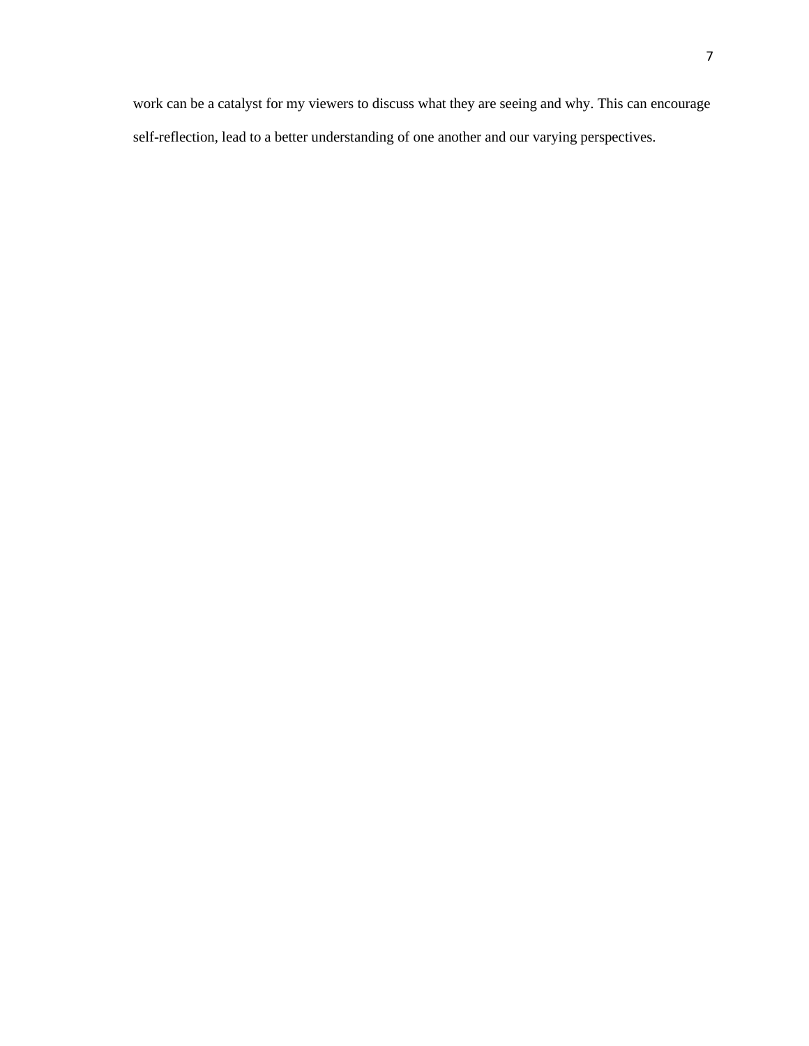work can be a catalyst for my viewers to discuss what they are seeing and why. This can encourage self-reflection, lead to a better understanding of one another and our varying perspectives.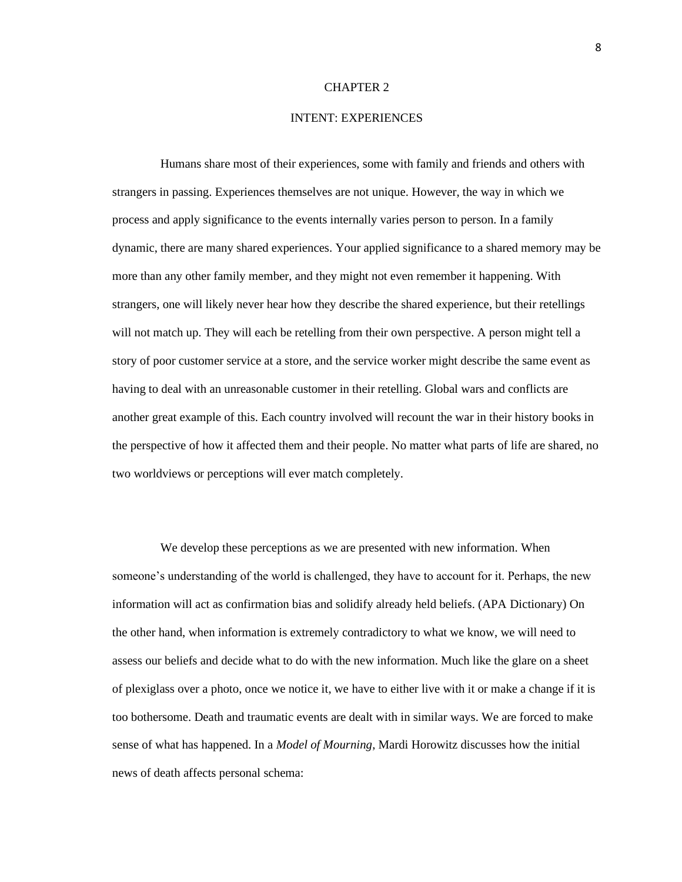# CHAPTER 2

## INTENT: EXPERIENCES

Humans share most of their experiences, some with family and friends and others with strangers in passing. Experiences themselves are not unique. However, the way in which we process and apply significance to the events internally varies person to person. In a family dynamic, there are many shared experiences. Your applied significance to a shared memory may be more than any other family member, and they might not even remember it happening. With strangers, one will likely never hear how they describe the shared experience, but their retellings will not match up. They will each be retelling from their own perspective. A person might tell a story of poor customer service at a store, and the service worker might describe the same event as having to deal with an unreasonable customer in their retelling. Global wars and conflicts are another great example of this. Each country involved will recount the war in their history books in the perspective of how it affected them and their people. No matter what parts of life are shared, no two worldviews or perceptions will ever match completely.

We develop these perceptions as we are presented with new information. When someone's understanding of the world is challenged, they have to account for it. Perhaps, the new information will act as confirmation bias and solidify already held beliefs. (APA Dictionary) On the other hand, when information is extremely contradictory to what we know, we will need to assess our beliefs and decide what to do with the new information. Much like the glare on a sheet of plexiglass over a photo, once we notice it, we have to either live with it or make a change if it is too bothersome. Death and traumatic events are dealt with in similar ways. We are forced to make sense of what has happened. In a *Model of Mourning*, Mardi Horowitz discusses how the initial news of death affects personal schema: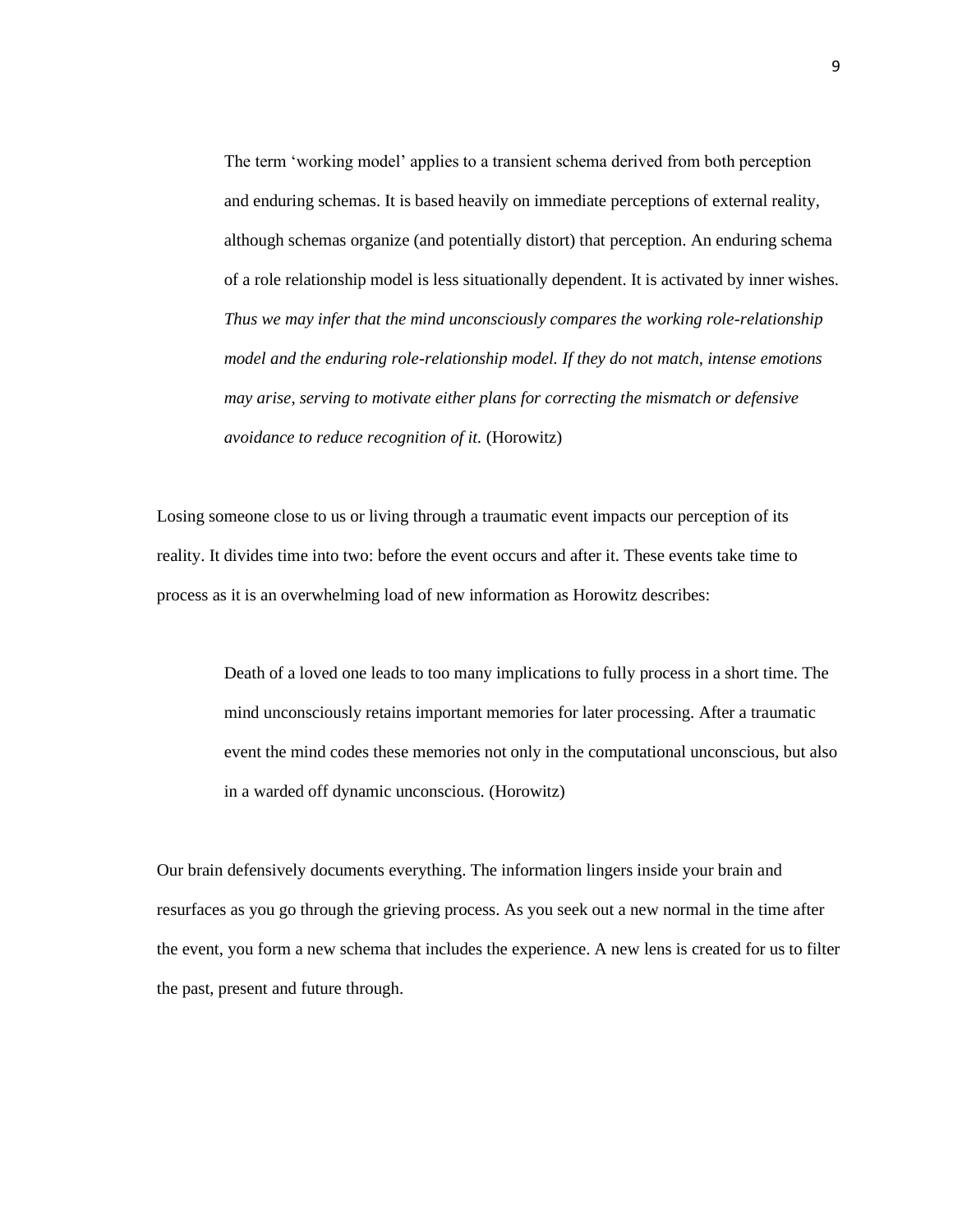> The term 'working model' applies to a transient schema derived from both perception and enduring schemas. It is based heavily on immediate perceptions of external reality, although schemas organize (and potentially distort) that perception. An enduring schema of a role relationship model is less situationally dependent. It is activated by inner wishes. *Thus we may infer that the mind unconsciously compares the working role-relationship model and the enduring role-relationship model. If they do not match, intense emotions may arise, serving to motivate either plans for correcting the mismatch or defensive avoidance to reduce recognition of it.* (Horowitz)

Losing someone close to us or living through a traumatic event impacts our perception of its reality. It divides time into two: before the event occurs and after it. These events take time to process as it is an overwhelming load of new information as Horowitz describes:

> Death of a loved one leads to too many implications to fully process in a short time. The mind unconsciously retains important memories for later processing. After a traumatic event the mind codes these memories not only in the computational unconscious, but also in a warded off dynamic unconscious. (Horowitz)

Our brain defensively documents everything. The information lingers inside your brain and resurfaces as you go through the grieving process. As you seek out a new normal in the time after the event, you form a new schema that includes the experience. A new lens is created for us to filter the past, present and future through.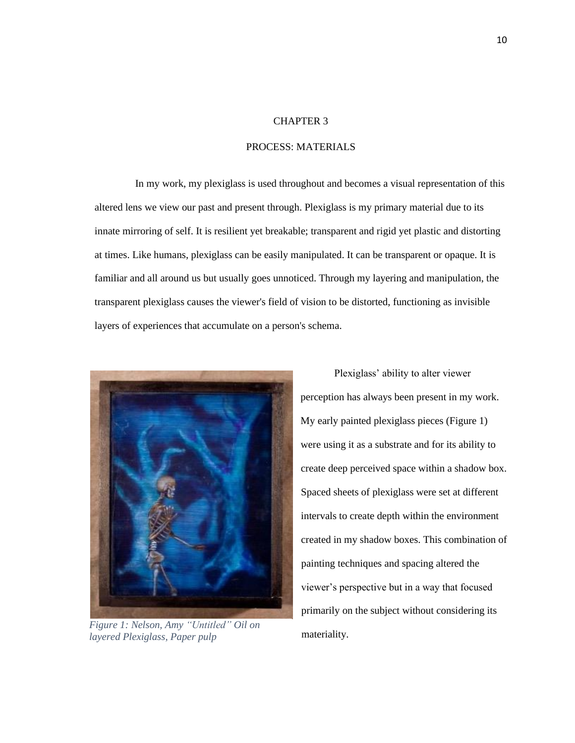# CHAPTER 3

## PROCESS: MATERIALS

In my work, my plexiglass is used throughout and becomes a visual representation of this altered lens we view our past and present through. Plexiglass is my primary material due to its innate mirroring of self. It is resilient yet breakable; transparent and rigid yet plastic and distorting at times. Like humans, plexiglass can be easily manipulated. It can be transparent or opaque. It is familiar and all around us but usually goes unnoticed. Through my layering and manipulation, the transparent plexiglass causes the viewer's field of vision to be distorted, functioning as invisible layers of experiences that accumulate on a person's schema.

*Figure 1: Nelson, Amy "Untitled" Oil on layered Plexiglass, Paper pulp*

Plexiglass' ability to alter viewer perception has always been present in my work. My early painted plexiglass pieces (Figure 1) were using it as a substrate and for its ability to create deep perceived space within a shadow box. Spaced sheets of plexiglass were set at different intervals to create depth within the environment created in my shadow boxes. This combination of painting techniques and spacing altered the viewer's perspective but in a way that focused primarily on the subject without considering its materiality.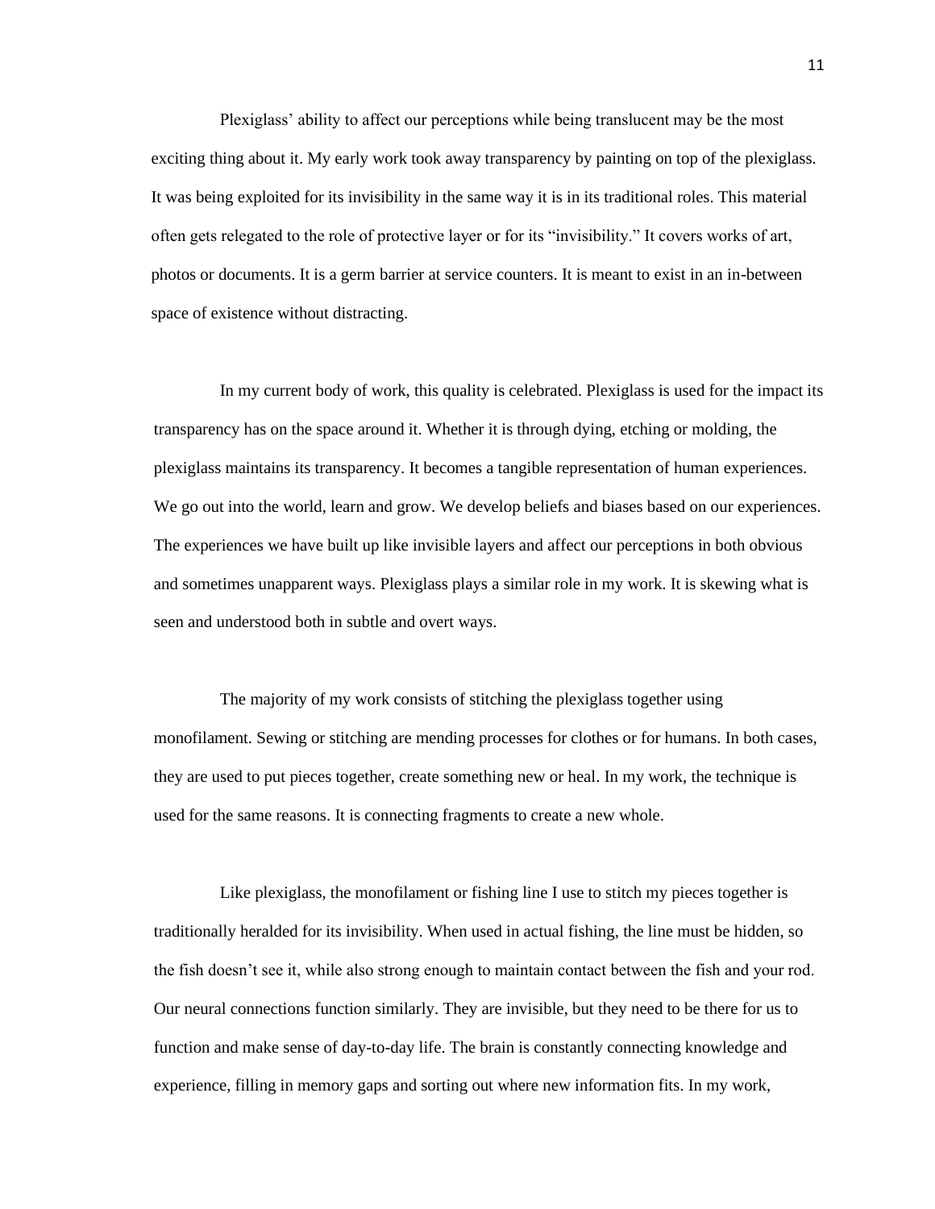Plexiglass' ability to affect our perceptions while being translucent may be the most exciting thing about it. My early work took away transparency by painting on top of the plexiglass. It was being exploited for its invisibility in the same way it is in its traditional roles. This material often gets relegated to the role of protective layer or for its "invisibility." It covers works of art, photos or documents. It is a germ barrier at service counters. It is meant to exist in an in-between space of existence without distracting.

In my current body of work, this quality is celebrated. Plexiglass is used for the impact its transparency has on the space around it. Whether it is through dying, etching or molding, the plexiglass maintains its transparency. It becomes a tangible representation of human experiences. We go out into the world, learn and grow. We develop beliefs and biases based on our experiences. The experiences we have built up like invisible layers and affect our perceptions in both obvious and sometimes unapparent ways. Plexiglass plays a similar role in my work. It is skewing what is seen and understood both in subtle and overt ways.

The majority of my work consists of stitching the plexiglass together using monofilament. Sewing or stitching are mending processes for clothes or for humans. In both cases, they are used to put pieces together, create something new or heal. In my work, the technique is used for the same reasons. It is connecting fragments to create a new whole.

Like plexiglass, the monofilament or fishing line I use to stitch my pieces together is traditionally heralded for its invisibility. When used in actual fishing, the line must be hidden, so the fish doesn't see it, while also strong enough to maintain contact between the fish and your rod. Our neural connections function similarly. They are invisible, but they need to be there for us to function and make sense of day-to-day life. The brain is constantly connecting knowledge and experience, filling in memory gaps and sorting out where new information fits. In my work,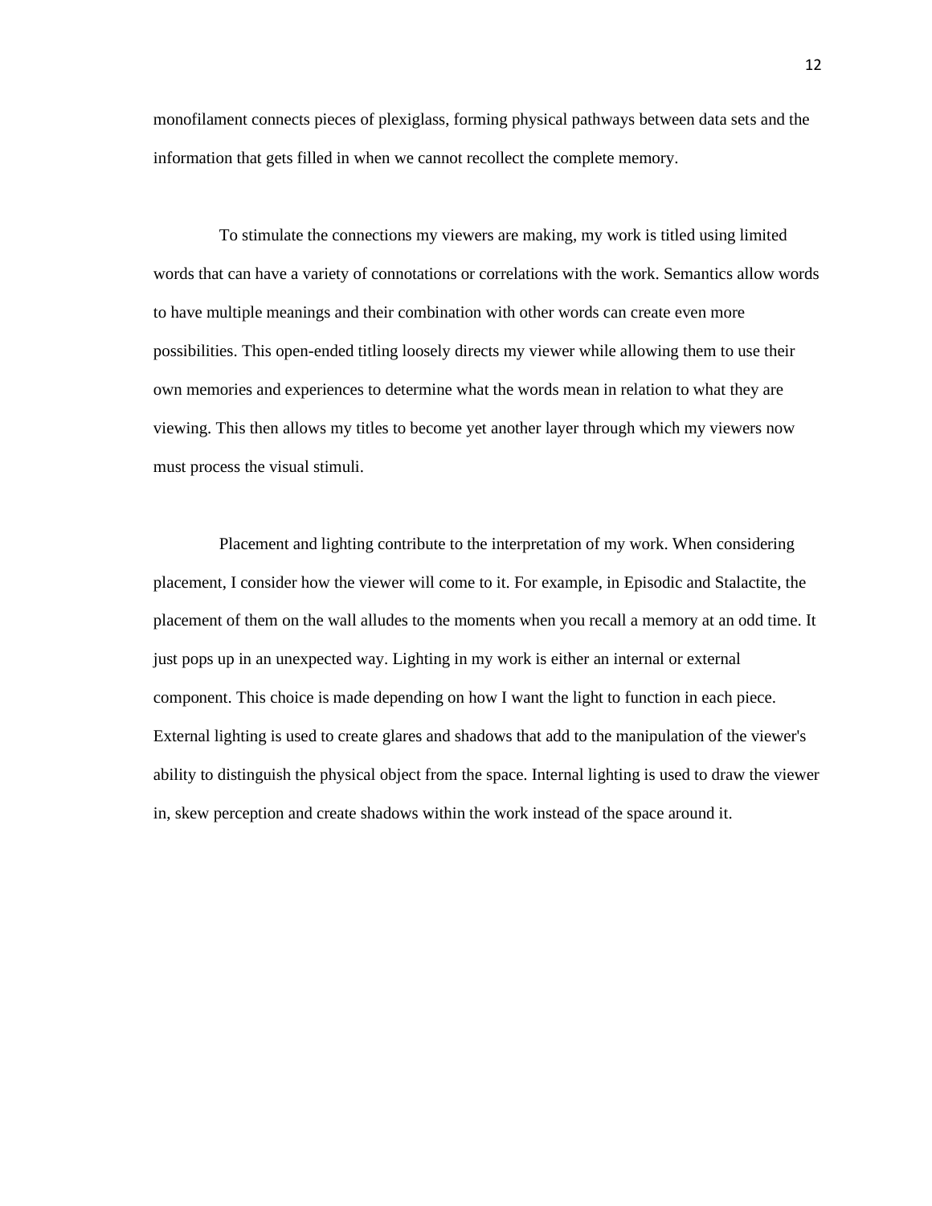monofilament connects pieces of plexiglass, forming physical pathways between data sets and the information that gets filled in when we cannot recollect the complete memory.

To stimulate the connections my viewers are making, my work is titled using limited words that can have a variety of connotations or correlations with the work. Semantics allow words to have multiple meanings and their combination with other words can create even more possibilities. This open-ended titling loosely directs my viewer while allowing them to use their own memories and experiences to determine what the words mean in relation to what they are viewing. This then allows my titles to become yet another layer through which my viewers now must process the visual stimuli.

Placement and lighting contribute to the interpretation of my work. When considering placement, I consider how the viewer will come to it. For example, in Episodic and Stalactite, the placement of them on the wall alludes to the moments when you recall a memory at an odd time. It just pops up in an unexpected way. Lighting in my work is either an internal or external component. This choice is made depending on how I want the light to function in each piece. External lighting is used to create glares and shadows that add to the manipulation of the viewer's ability to distinguish the physical object from the space. Internal lighting is used to draw the viewer in, skew perception and create shadows within the work instead of the space around it.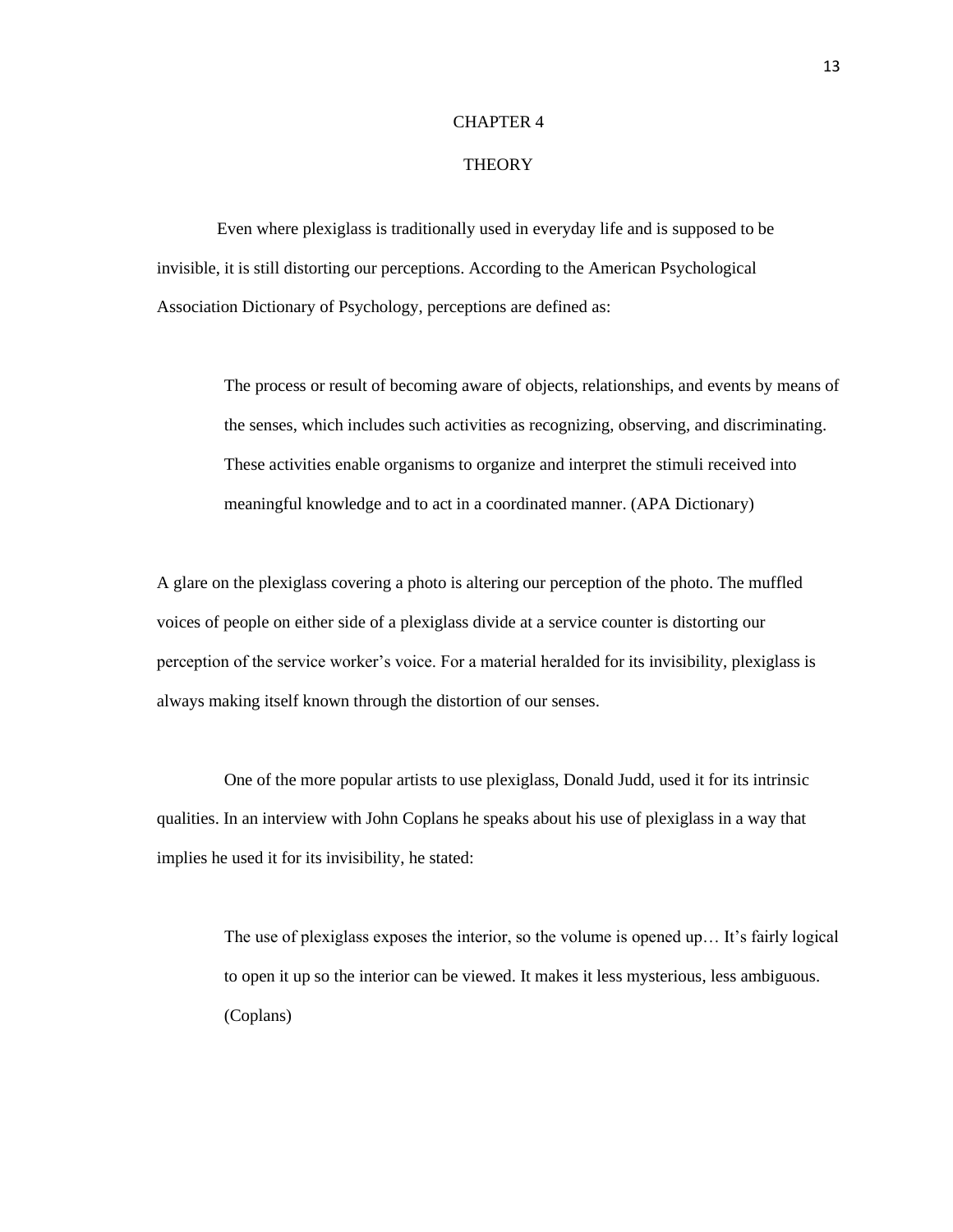# CHAPTER 4

## THEORY

Even where plexiglass is traditionally used in everyday life and is supposed to be invisible, it is still distorting our perceptions. According to the American Psychological Association Dictionary of Psychology, perceptions are defined as:

> The process or result of becoming aware of objects, relationships, and events by means of the senses, which includes such activities as recognizing, observing, and discriminating. These activities enable organisms to organize and interpret the stimuli received into meaningful knowledge and to act in a coordinated manner. (APA Dictionary)

A glare on the plexiglass covering a photo is altering our perception of the photo. The muffled voices of people on either side of a plexiglass divide at a service counter is distorting our perception of the service worker's voice. For a material heralded for its invisibility, plexiglass is always making itself known through the distortion of our senses.

One of the more popular artists to use plexiglass, Donald Judd, used it for its intrinsic qualities. In an interview with John Coplans he speaks about his use of plexiglass in a way that implies he used it for its invisibility, he stated:

> The use of plexiglass exposes the interior, so the volume is opened up… It's fairly logical to open it up so the interior can be viewed. It makes it less mysterious, less ambiguous. (Coplans)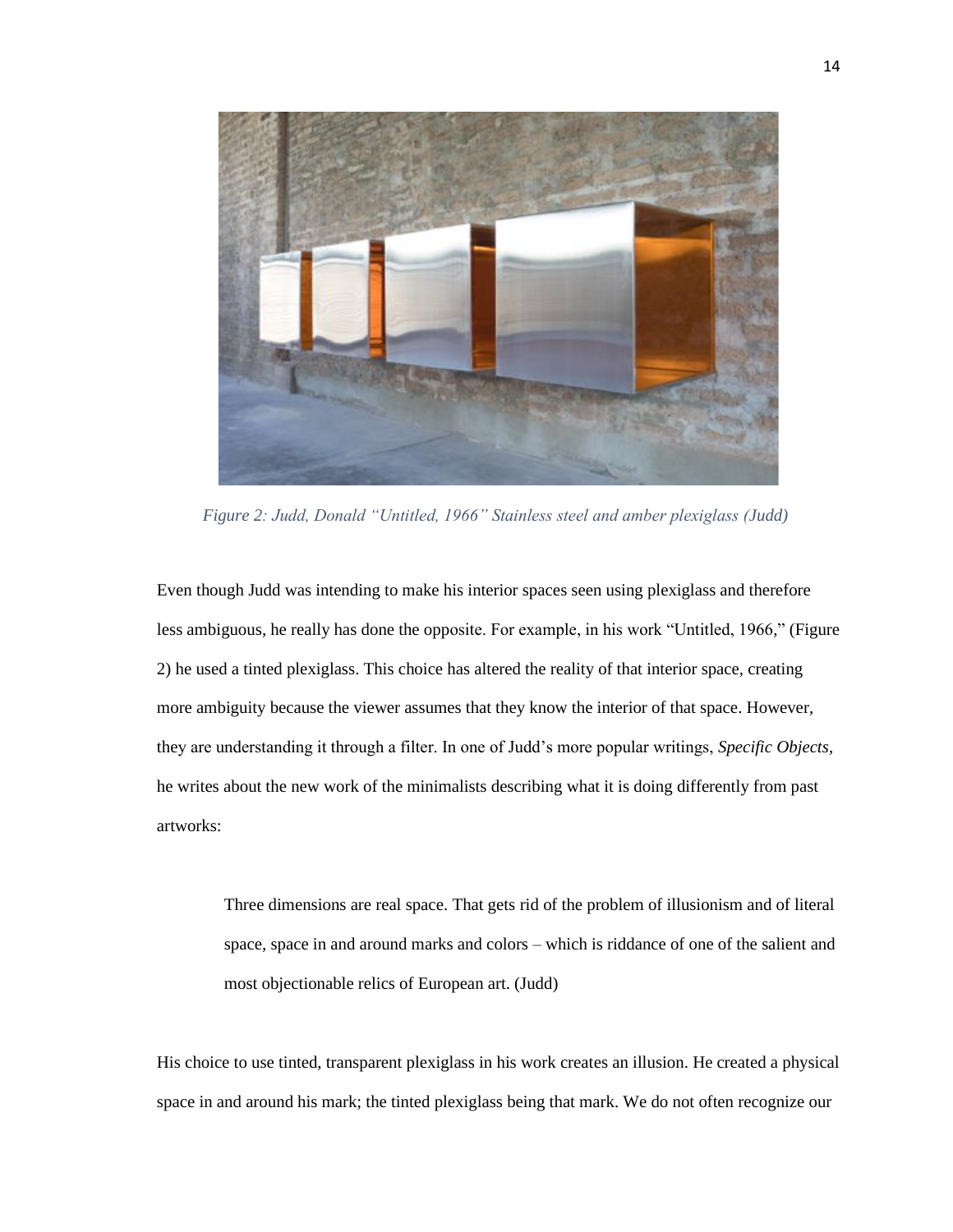*Figure 2: Judd, Donald "Untitled, 1966" Stainless steel and amber plexiglass (Judd)*

Even though Judd was intending to make his interior spaces seen using plexiglass and therefore less ambiguous, he really has done the opposite. For example, in his work "Untitled, 1966," (Figure 2) he used a tinted plexiglass. This choice has altered the reality of that interior space, creating more ambiguity because the viewer assumes that they know the interior of that space. However, they are understanding it through a filter. In one of Judd's more popular writings, *Specific Objects*, he writes about the new work of the minimalists describing what it is doing differently from past artworks:

> Three dimensions are real space. That gets rid of the problem of illusionism and of literal space, space in and around marks and colors – which is riddance of one of the salient and most objectionable relics of European art. (Judd)

His choice to use tinted, transparent plexiglass in his work creates an illusion. He created a physical space in and around his mark; the tinted plexiglass being that mark. We do not often recognize our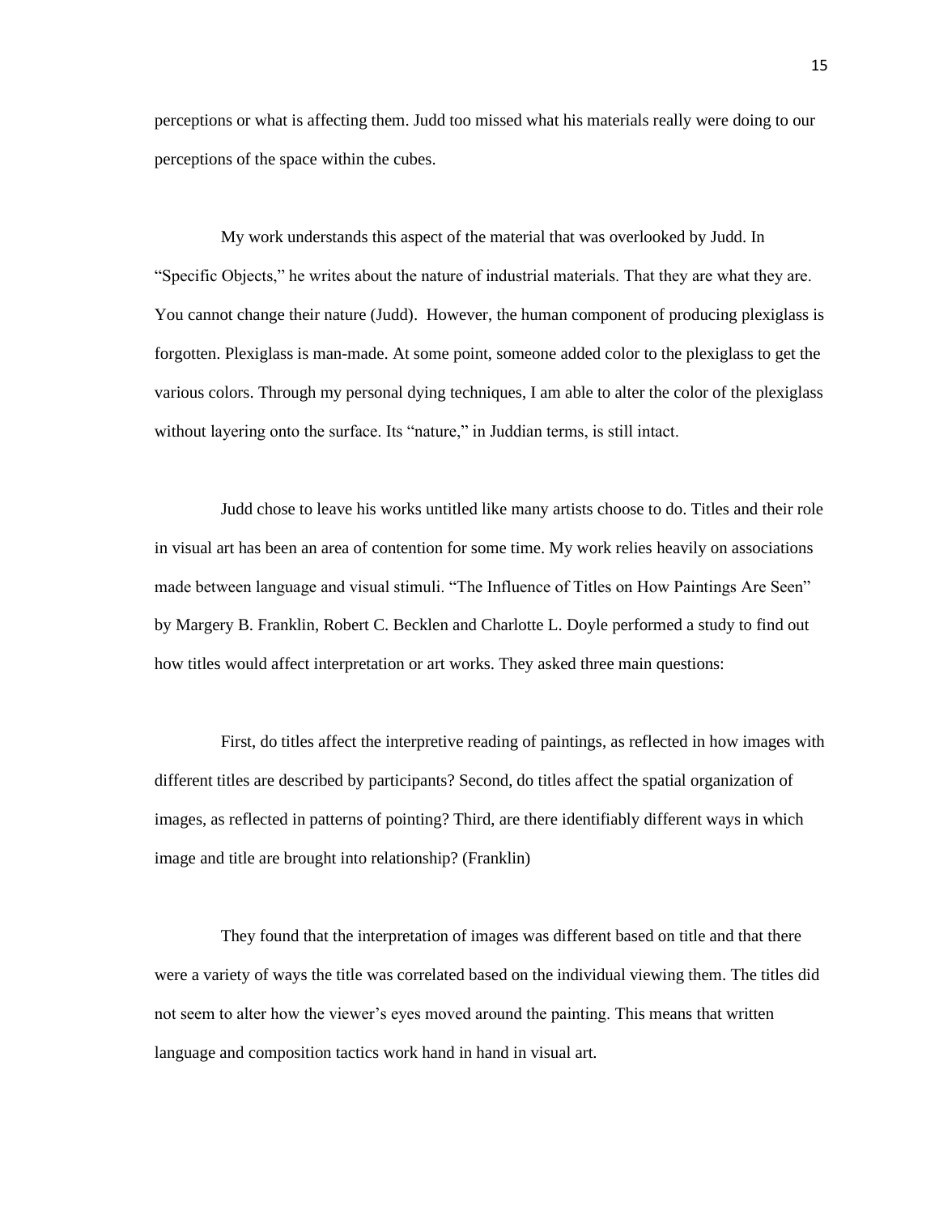perceptions or what is affecting them. Judd too missed what his materials really were doing to our perceptions of the space within the cubes.

My work understands this aspect of the material that was overlooked by Judd. In "Specific Objects," he writes about the nature of industrial materials. That they are what they are. You cannot change their nature (Judd). However, the human component of producing plexiglass is forgotten. Plexiglass is man-made. At some point, someone added color to the plexiglass to get the various colors. Through my personal dying techniques, I am able to alter the color of the plexiglass without layering onto the surface. Its "nature," in Juddian terms, is still intact.

Judd chose to leave his works untitled like many artists choose to do. Titles and their role in visual art has been an area of contention for some time. My work relies heavily on associations made between language and visual stimuli. "The Influence of Titles on How Paintings Are Seen" by Margery B. Franklin, Robert C. Becklen and Charlotte L. Doyle performed a study to find out how titles would affect interpretation or art works. They asked three main questions:

> First, do titles affect the interpretive reading of paintings, as reflected in how images with different titles are described by participants? Second, do titles affect the spatial organization of images, as reflected in patterns of pointing? Third, are there identifiably different ways in which image and title are brought into relationship? (Franklin)

They found that the interpretation of images was different based on title and that there were a variety of ways the title was correlated based on the individual viewing them. The titles did not seem to alter how the viewer's eyes moved around the painting. This means that written language and composition tactics work hand in hand in visual art.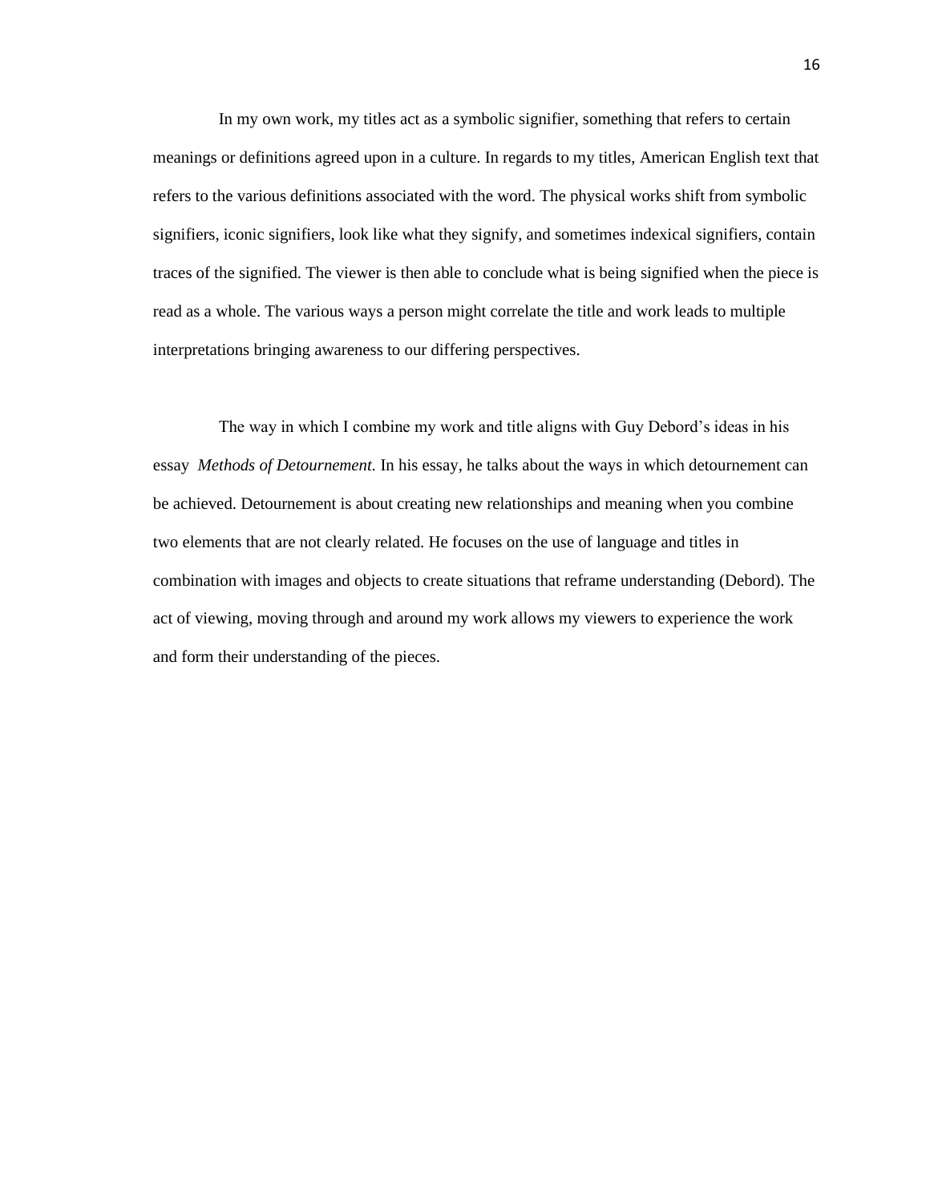In my own work, my titles act as a symbolic signifier, something that refers to certain meanings or definitions agreed upon in a culture. In regards to my titles, American English text that refers to the various definitions associated with the word. The physical works shift from symbolic signifiers, iconic signifiers, look like what they signify, and sometimes indexical signifiers, contain traces of the signified. The viewer is then able to conclude what is being signified when the piece is read as a whole. The various ways a person might correlate the title and work leads to multiple interpretations bringing awareness to our differing perspectives.

The way in which I combine my work and title aligns with Guy Debord's ideas in his essay *Methods of Detournement.* In his essay, he talks about the ways in which detournement can be achieved. Detournement is about creating new relationships and meaning when you combine two elements that are not clearly related. He focuses on the use of language and titles in combination with images and objects to create situations that reframe understanding (Debord). The act of viewing, moving through and around my work allows my viewers to experience the work and form their understanding of the pieces.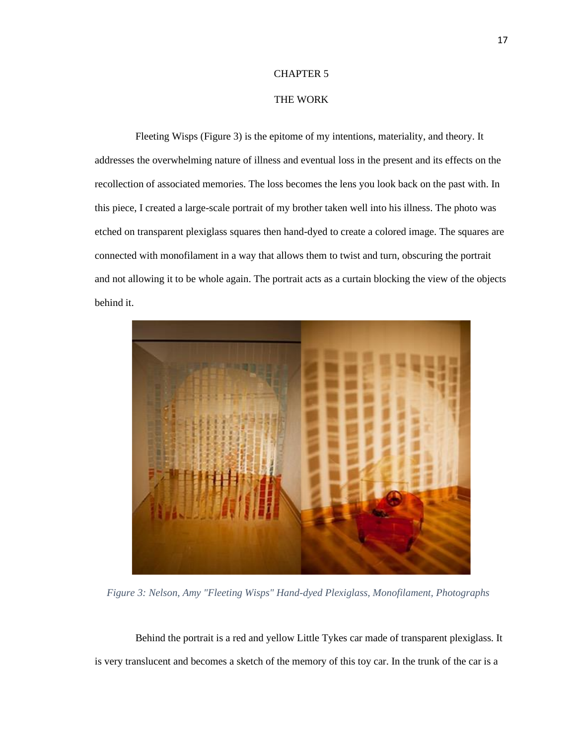# CHAPTER 5

## THE WORK

Fleeting Wisps (Figure 3) is the epitome of my intentions, materiality, and theory. It addresses the overwhelming nature of illness and eventual loss in the present and its effects on the recollection of associated memories. The loss becomes the lens you look back on the past with. In this piece, I created a large-scale portrait of my brother taken well into his illness. The photo was etched on transparent plexiglass squares then hand-dyed to create a colored image. The squares are connected with monofilament in a way that allows them to twist and turn, obscuring the portrait and not allowing it to be whole again. The portrait acts as a curtain blocking the view of the objects behind it.

*Figure 3: Nelson, Amy "Fleeting Wisps" Hand-dyed Plexiglass, Monofilament, Photographs*

Behind the portrait is a red and yellow Little Tykes car made of transparent plexiglass. It is very translucent and becomes a sketch of the memory of this toy car. In the trunk of the car is a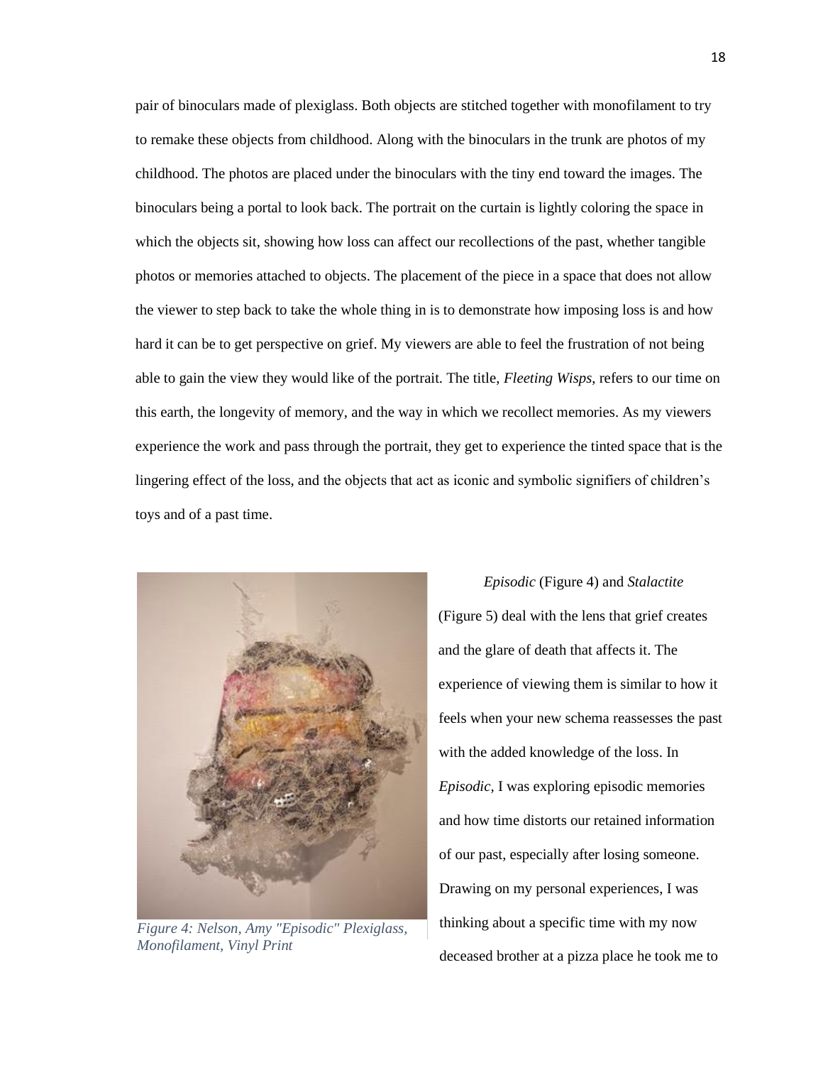pair of binoculars made of plexiglass. Both objects are stitched together with monofilament to try to remake these objects from childhood. Along with the binoculars in the trunk are photos of my childhood. The photos are placed under the binoculars with the tiny end toward the images. The binoculars being a portal to look back. The portrait on the curtain is lightly coloring the space in which the objects sit, showing how loss can affect our recollections of the past, whether tangible photos or memories attached to objects. The placement of the piece in a space that does not allow the viewer to step back to take the whole thing in is to demonstrate how imposing loss is and how hard it can be to get perspective on grief. My viewers are able to feel the frustration of not being able to gain the view they would like of the portrait. The title, *Fleeting Wisps*, refers to our time on this earth, the longevity of memory, and the way in which we recollect memories. As my viewers experience the work and pass through the portrait, they get to experience the tinted space that is the lingering effect of the loss, and the objects that act as iconic and symbolic signifiers of children's toys and of a past time.

*Figure 4: Nelson, Amy "Episodic" Plexiglass, Monofilament, Vinyl Print*

*Episodic* (Figure 4) and *Stalactite* (Figure 5) deal with the lens that grief creates and the glare of death that affects it. The experience of viewing them is similar to how it feels when your new schema reassesses the past with the added knowledge of the loss. In *Episodic*, I was exploring episodic memories and how time distorts our retained information of our past, especially after losing someone. Drawing on my personal experiences, I was thinking about a specific time with my now deceased brother at a pizza place he took me to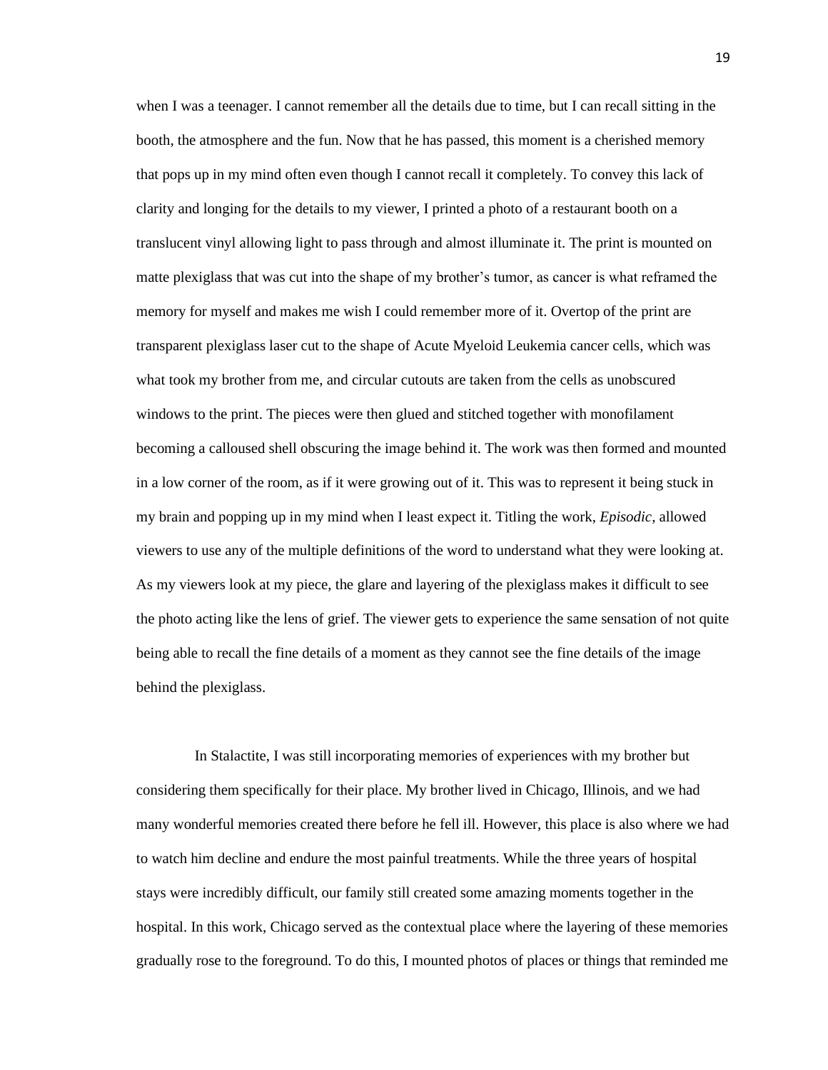when I was a teenager. I cannot remember all the details due to time, but I can recall sitting in the booth, the atmosphere and the fun. Now that he has passed, this moment is a cherished memory that pops up in my mind often even though I cannot recall it completely. To convey this lack of clarity and longing for the details to my viewer, I printed a photo of a restaurant booth on a translucent vinyl allowing light to pass through and almost illuminate it. The print is mounted on matte plexiglass that was cut into the shape of my brother's tumor, as cancer is what reframed the memory for myself and makes me wish I could remember more of it. Overtop of the print are transparent plexiglass laser cut to the shape of Acute Myeloid Leukemia cancer cells, which was what took my brother from me, and circular cutouts are taken from the cells as unobscured windows to the print. The pieces were then glued and stitched together with monofilament becoming a calloused shell obscuring the image behind it. The work was then formed and mounted in a low corner of the room, as if it were growing out of it. This was to represent it being stuck in my brain and popping up in my mind when I least expect it. Titling the work, *Episodic*, allowed viewers to use any of the multiple definitions of the word to understand what they were looking at. As my viewers look at my piece, the glare and layering of the plexiglass makes it difficult to see the photo acting like the lens of grief. The viewer gets to experience the same sensation of not quite being able to recall the fine details of a moment as they cannot see the fine details of the image behind the plexiglass.

In Stalactite, I was still incorporating memories of experiences with my brother but considering them specifically for their place. My brother lived in Chicago, Illinois, and we had many wonderful memories created there before he fell ill. However, this place is also where we had to watch him decline and endure the most painful treatments. While the three years of hospital stays were incredibly difficult, our family still created some amazing moments together in the hospital. In this work, Chicago served as the contextual place where the layering of these memories gradually rose to the foreground. To do this, I mounted photos of places or things that reminded me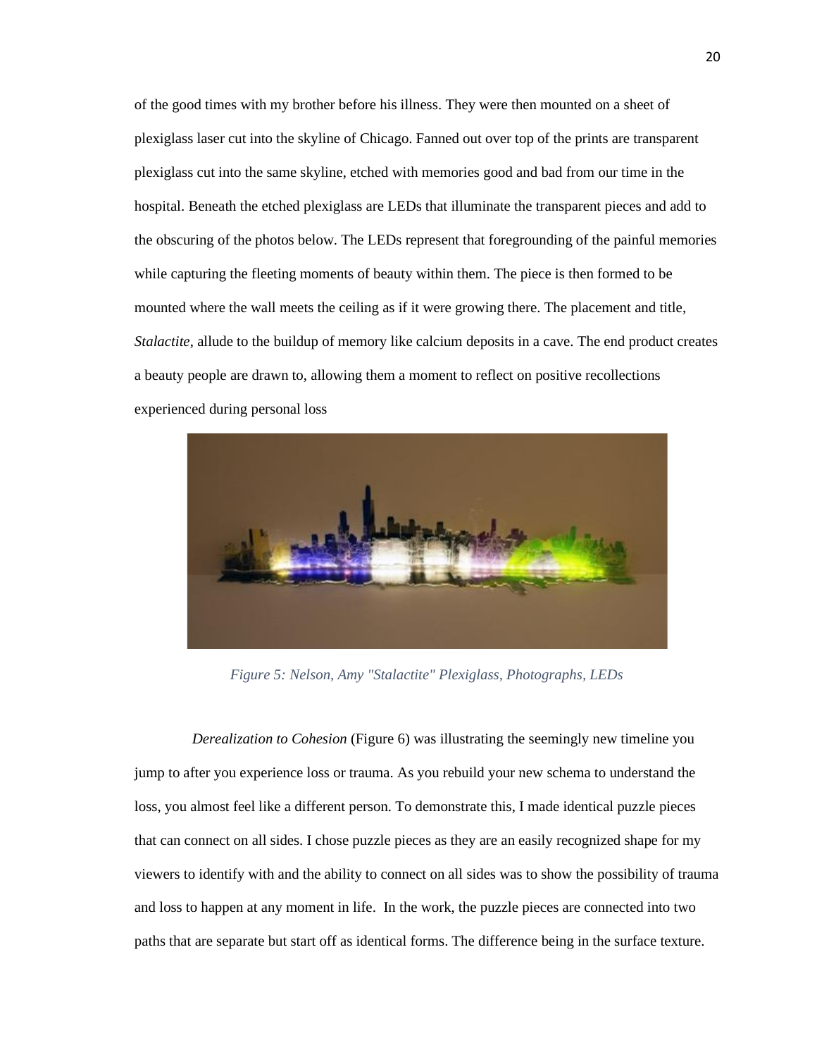of the good times with my brother before his illness. They were then mounted on a sheet of plexiglass laser cut into the skyline of Chicago. Fanned out over top of the prints are transparent plexiglass cut into the same skyline, etched with memories good and bad from our time in the hospital. Beneath the etched plexiglass are LEDs that illuminate the transparent pieces and add to the obscuring of the photos below. The LEDs represent that foregrounding of the painful memories while capturing the fleeting moments of beauty within them. The piece is then formed to be mounted where the wall meets the ceiling as if it were growing there. The placement and title, *Stalactite*, allude to the buildup of memory like calcium deposits in a cave. The end product creates a beauty people are drawn to, allowing them a moment to reflect on positive recollections experienced during personal loss

*Figure 5: Nelson, Amy "Stalactite" Plexiglass, Photographs, LEDs*

*Derealization to Cohesion* (Figure 6) was illustrating the seemingly new timeline you jump to after you experience loss or trauma. As you rebuild your new schema to understand the loss, you almost feel like a different person. To demonstrate this, I made identical puzzle pieces that can connect on all sides. I chose puzzle pieces as they are an easily recognized shape for my viewers to identify with and the ability to connect on all sides was to show the possibility of trauma and loss to happen at any moment in life. In the work, the puzzle pieces are connected into two paths that are separate but start off as identical forms. The difference being in the surface texture.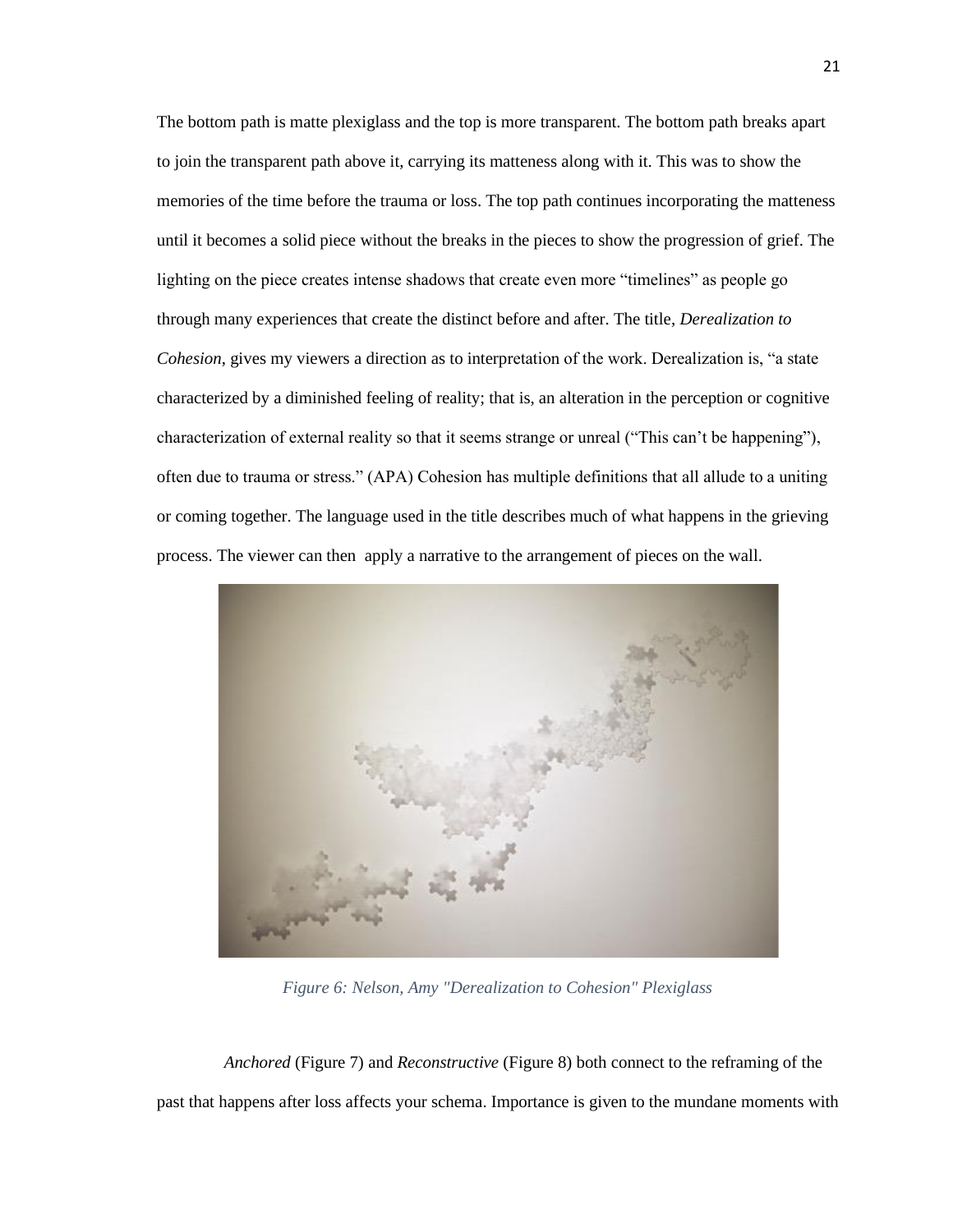The bottom path is matte plexiglass and the top is more transparent. The bottom path breaks apart to join the transparent path above it, carrying its matteness along with it. This was to show the memories of the time before the trauma or loss. The top path continues incorporating the matteness until it becomes a solid piece without the breaks in the pieces to show the progression of grief. The lighting on the piece creates intense shadows that create even more "timelines" as people go through many experiences that create the distinct before and after. The title, *Derealization to Cohesion*, gives my viewers a direction as to interpretation of the work. Derealization is, "a state characterized by a diminished feeling of reality; that is, an alteration in the perception or cognitive characterization of external reality so that it seems strange or unreal ("This can't be happening"), often due to trauma or stress." (APA) Cohesion has multiple definitions that all allude to a uniting or coming together. The language used in the title describes much of what happens in the grieving process. The viewer can then apply a narrative to the arrangement of pieces on the wall.

*Figure 6: Nelson, Amy "Derealization to Cohesion" Plexiglass*

*Anchored* (Figure 7) and *Reconstructive* (Figure 8) both connect to the reframing of the past that happens after loss affects your schema. Importance is given to the mundane moments with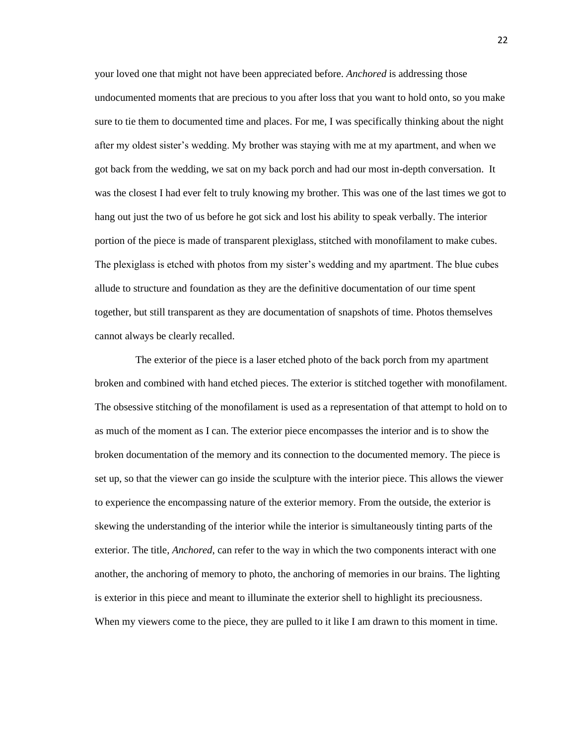your loved one that might not have been appreciated before. *Anchored* is addressing those undocumented moments that are precious to you after loss that you want to hold onto, so you make sure to tie them to documented time and places. For me, I was specifically thinking about the night after my oldest sister's wedding. My brother was staying with me at my apartment, and when we got back from the wedding, we sat on my back porch and had our most in-depth conversation. It was the closest I had ever felt to truly knowing my brother. This was one of the last times we got to hang out just the two of us before he got sick and lost his ability to speak verbally. The interior portion of the piece is made of transparent plexiglass, stitched with monofilament to make cubes. The plexiglass is etched with photos from my sister's wedding and my apartment. The blue cubes allude to structure and foundation as they are the definitive documentation of our time spent together, but still transparent as they are documentation of snapshots of time. Photos themselves cannot always be clearly recalled.

The exterior of the piece is a laser etched photo of the back porch from my apartment broken and combined with hand etched pieces. The exterior is stitched together with monofilament. The obsessive stitching of the monofilament is used as a representation of that attempt to hold on to as much of the moment as I can. The exterior piece encompasses the interior and is to show the broken documentation of the memory and its connection to the documented memory. The piece is set up, so that the viewer can go inside the sculpture with the interior piece. This allows the viewer to experience the encompassing nature of the exterior memory. From the outside, the exterior is skewing the understanding of the interior while the interior is simultaneously tinting parts of the exterior. The title, *Anchored*, can refer to the way in which the two components interact with one another, the anchoring of memory to photo, the anchoring of memories in our brains. The lighting is exterior in this piece and meant to illuminate the exterior shell to highlight its preciousness. When my viewers come to the piece, they are pulled to it like I am drawn to this moment in time.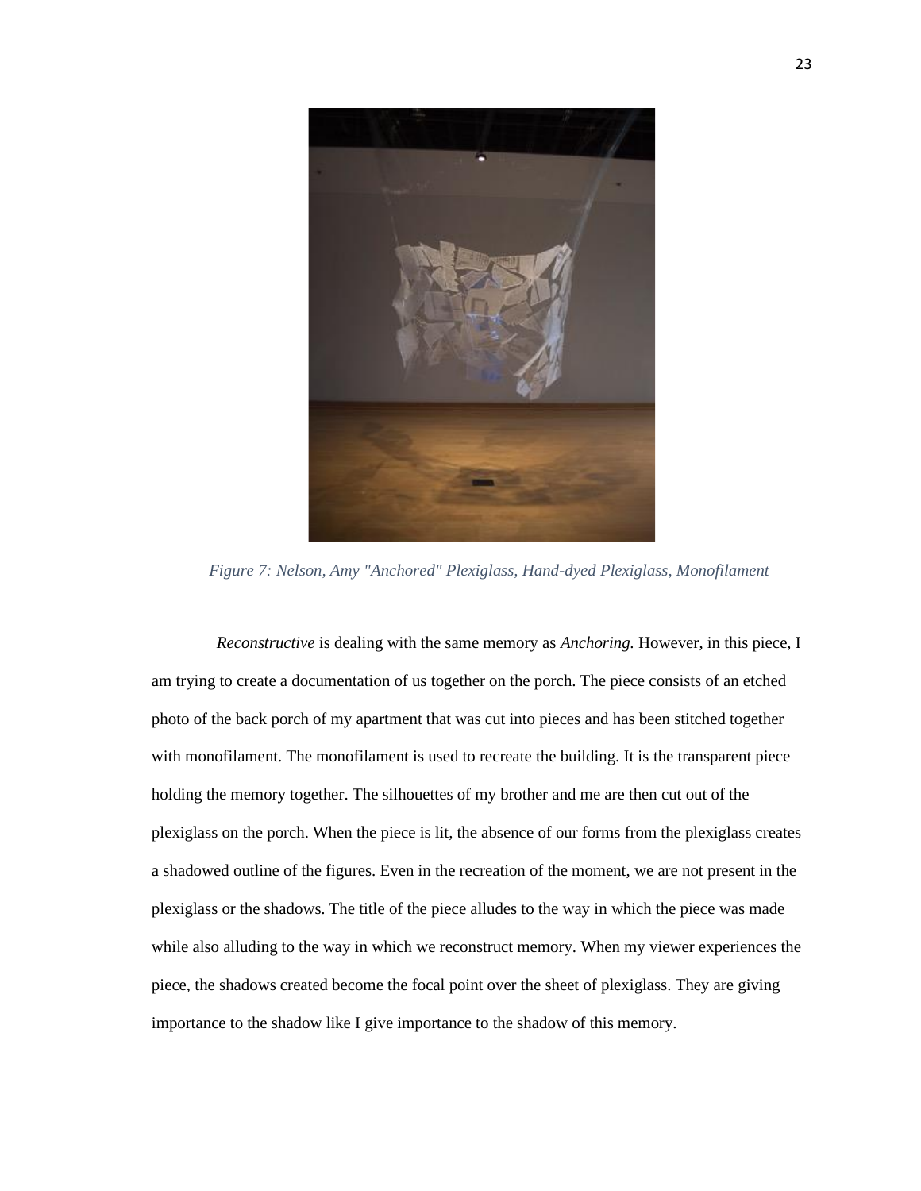*Figure 7: Nelson, Amy "Anchored" Plexiglass, Hand-dyed Plexiglass, Monofilament*

*Reconstructive* is dealing with the same memory as *Anchoring.* However, in this piece, I am trying to create a documentation of us together on the porch. The piece consists of an etched photo of the back porch of my apartment that was cut into pieces and has been stitched together with monofilament. The monofilament is used to recreate the building. It is the transparent piece holding the memory together. The silhouettes of my brother and me are then cut out of the plexiglass on the porch. When the piece is lit, the absence of our forms from the plexiglass creates a shadowed outline of the figures. Even in the recreation of the moment, we are not present in the plexiglass or the shadows. The title of the piece alludes to the way in which the piece was made while also alluding to the way in which we reconstruct memory. When my viewer experiences the piece, the shadows created become the focal point over the sheet of plexiglass. They are giving importance to the shadow like I give importance to the shadow of this memory.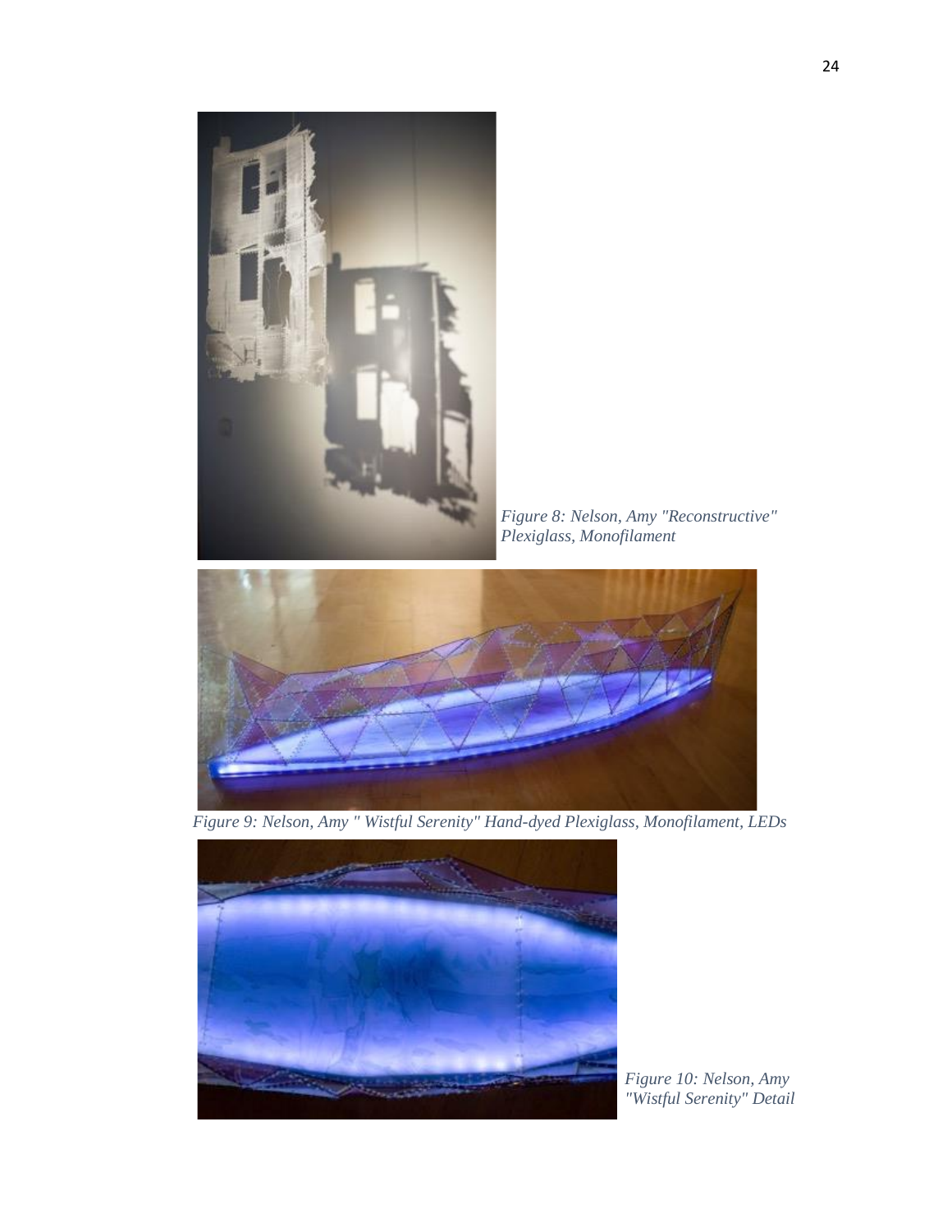Figure 8: Nelson, Amy "Reconstructive" Plexiglass, Monofilament

Figure 9: Nelson, Amy " Wistful Serenity" Hand-dyed Plexiglass, Monofilament, LEDs

Figure 10: Nelson, Amy "Wistful Serenity" Detail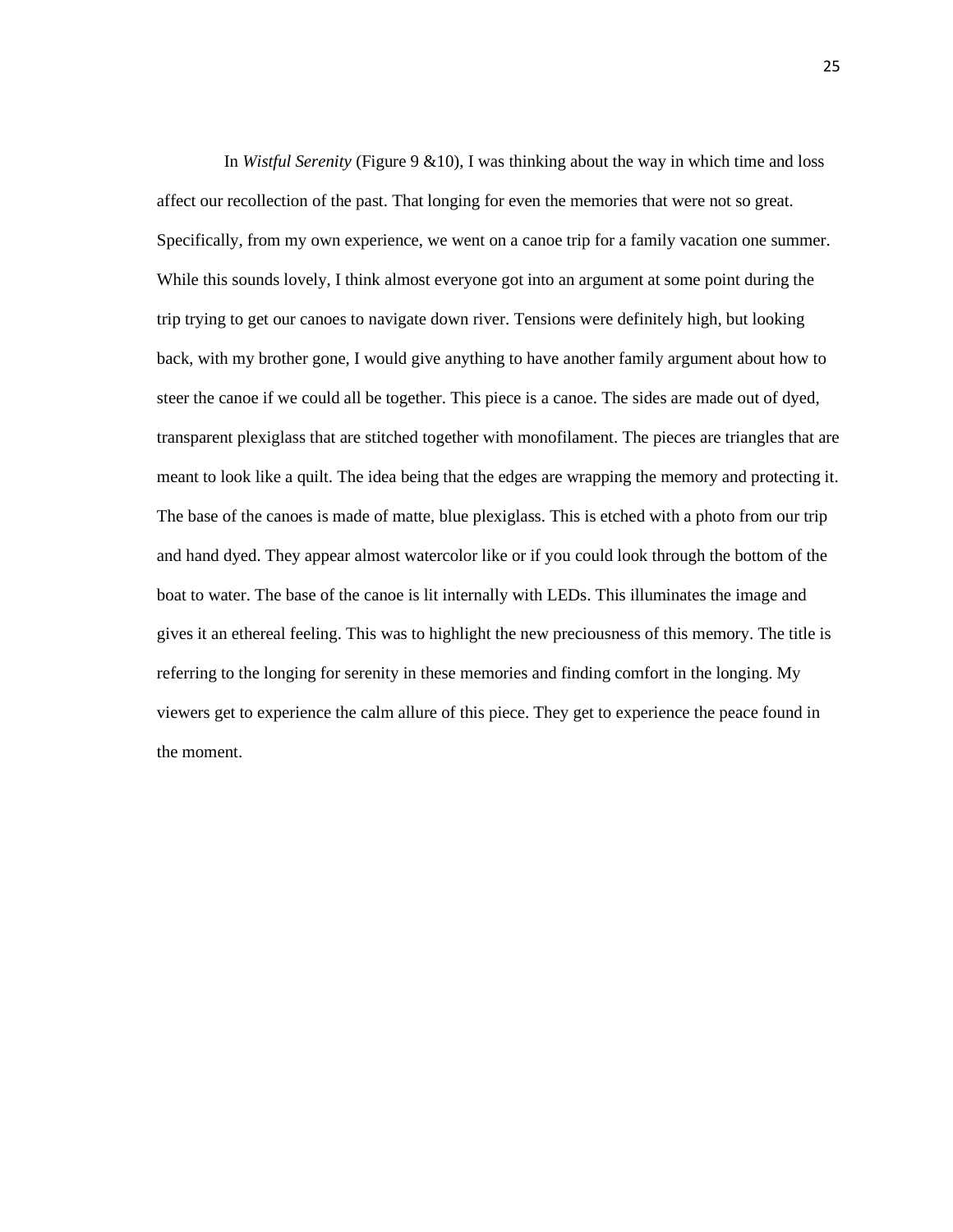In *Wistful Serenity* (Figure 9 &10), I was thinking about the way in which time and loss affect our recollection of the past. That longing for even the memories that were not so great. Specifically, from my own experience, we went on a canoe trip for a family vacation one summer. While this sounds lovely, I think almost everyone got into an argument at some point during the trip trying to get our canoes to navigate down river. Tensions were definitely high, but looking back, with my brother gone, I would give anything to have another family argument about how to steer the canoe if we could all be together. This piece is a canoe. The sides are made out of dyed, transparent plexiglass that are stitched together with monofilament. The pieces are triangles that are meant to look like a quilt. The idea being that the edges are wrapping the memory and protecting it. The base of the canoes is made of matte, blue plexiglass. This is etched with a photo from our trip and hand dyed. They appear almost watercolor like or if you could look through the bottom of the boat to water. The base of the canoe is lit internally with LEDs. This illuminates the image and gives it an ethereal feeling. This was to highlight the new preciousness of this memory. The title is referring to the longing for serenity in these memories and finding comfort in the longing. My viewers get to experience the calm allure of this piece. They get to experience the peace found in the moment.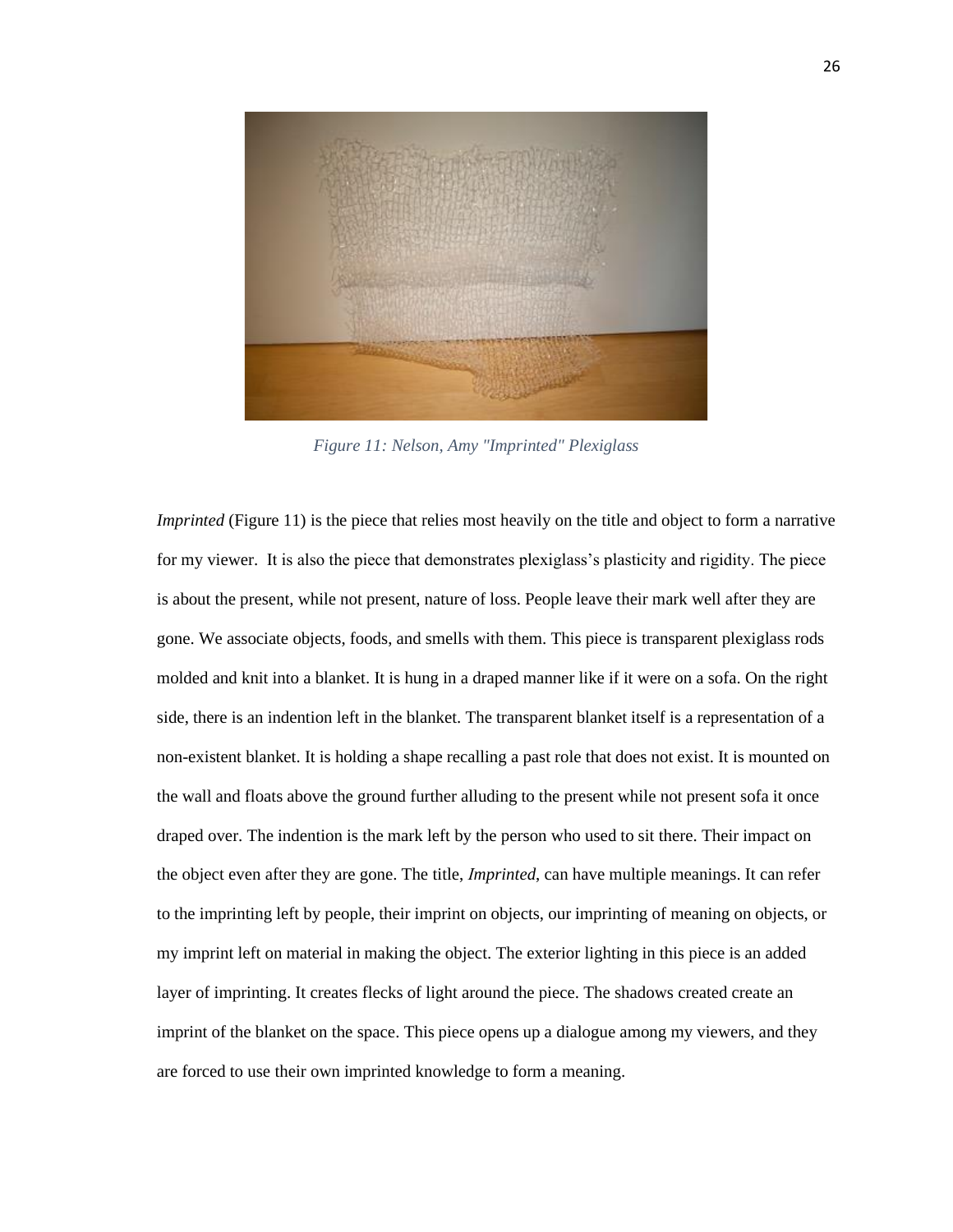*Figure 11: Nelson, Amy "Imprinted" Plexiglass*

*Imprinted* (Figure 11) is the piece that relies most heavily on the title and object to form a narrative for my viewer. It is also the piece that demonstrates plexiglass's plasticity and rigidity. The piece is about the present, while not present, nature of loss. People leave their mark well after they are gone. We associate objects, foods, and smells with them. This piece is transparent plexiglass rods molded and knit into a blanket. It is hung in a draped manner like if it were on a sofa. On the right side, there is an indention left in the blanket. The transparent blanket itself is a representation of a non-existent blanket. It is holding a shape recalling a past role that does not exist. It is mounted on the wall and floats above the ground further alluding to the present while not present sofa it once draped over. The indention is the mark left by the person who used to sit there. Their impact on the object even after they are gone. The title, *Imprinted*, can have multiple meanings. It can refer to the imprinting left by people, their imprint on objects, our imprinting of meaning on objects, or my imprint left on material in making the object. The exterior lighting in this piece is an added layer of imprinting. It creates flecks of light around the piece. The shadows created create an imprint of the blanket on the space. This piece opens up a dialogue among my viewers, and they are forced to use their own imprinted knowledge to form a meaning.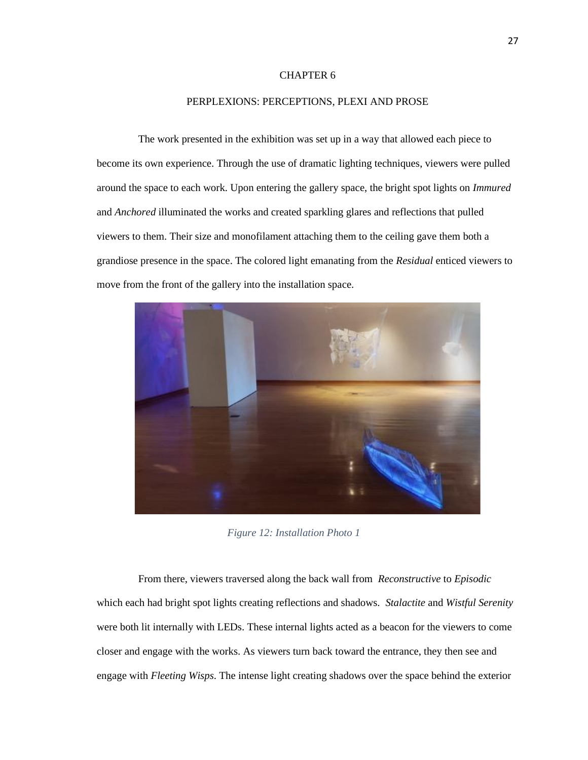# CHAPTER 6

## PERPLEXIONS: PERCEPTIONS, PLEXI AND PROSE

The work presented in the exhibition was set up in a way that allowed each piece to become its own experience. Through the use of dramatic lighting techniques, viewers were pulled around the space to each work. Upon entering the gallery space, the bright spot lights on *Immured* and *Anchored* illuminated the works and created sparkling glares and reflections that pulled viewers to them. Their size and monofilament attaching them to the ceiling gave them both a grandiose presence in the space. The colored light emanating from the *Residual* enticed viewers to move from the front of the gallery into the installation space.

*Figure 12: Installation Photo 1*

From there, viewers traversed along the back wall from *Reconstructive* to *Episodic* which each had bright spot lights creating reflections and shadows. *Stalactite* and *Wistful Serenity* were both lit internally with LEDs. These internal lights acted as a beacon for the viewers to come closer and engage with the works. As viewers turn back toward the entrance, they then see and engage with *Fleeting Wisps*. The intense light creating shadows over the space behind the exterior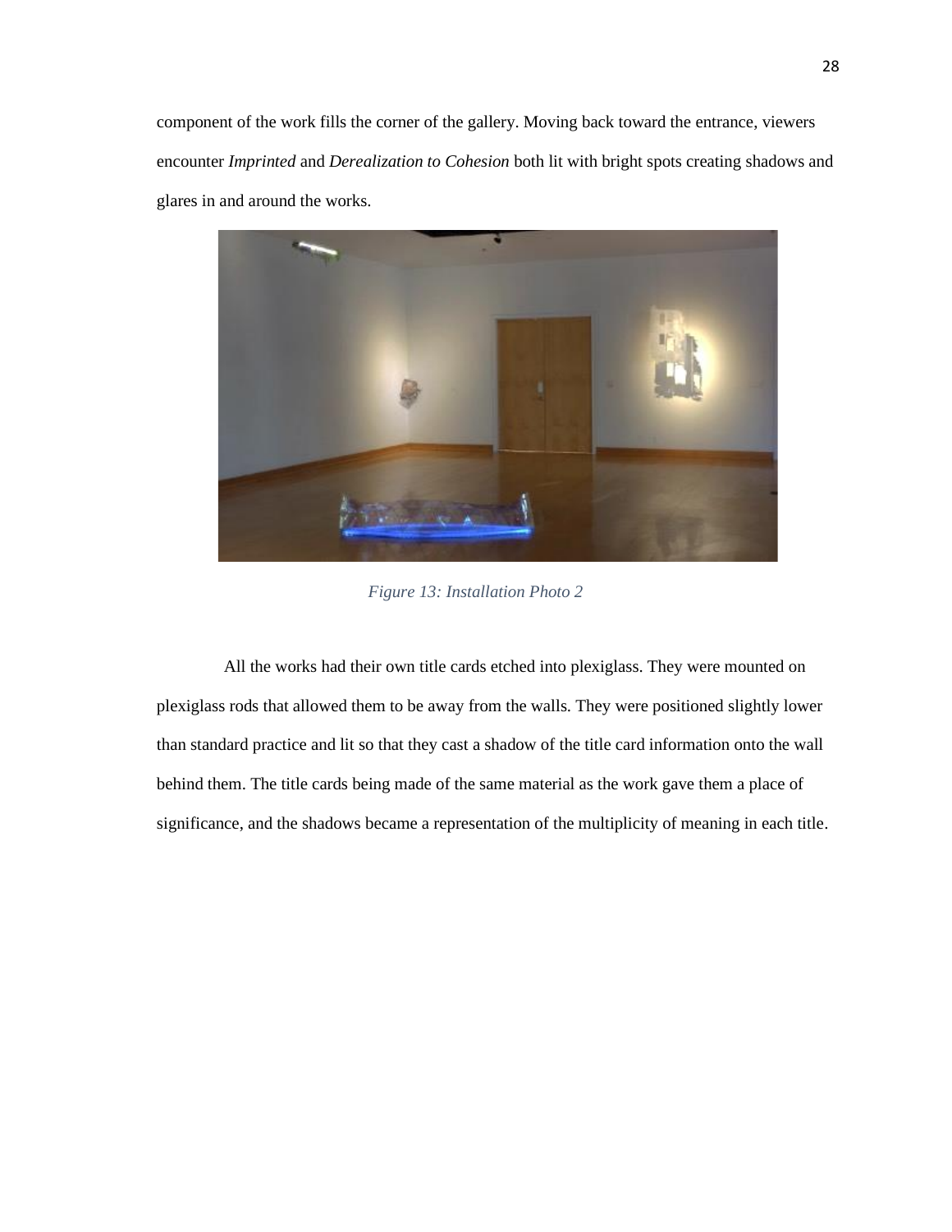component of the work fills the corner of the gallery. Moving back toward the entrance, viewers encounter *Imprinted* and *Derealization to Cohesion* both lit with bright spots creating shadows and glares in and around the works.

*Figure 13: Installation Photo 2*

All the works had their own title cards etched into plexiglass. They were mounted on plexiglass rods that allowed them to be away from the walls. They were positioned slightly lower than standard practice and lit so that they cast a shadow of the title card information onto the wall behind them. The title cards being made of the same material as the work gave them a place of significance, and the shadows became a representation of the multiplicity of meaning in each title.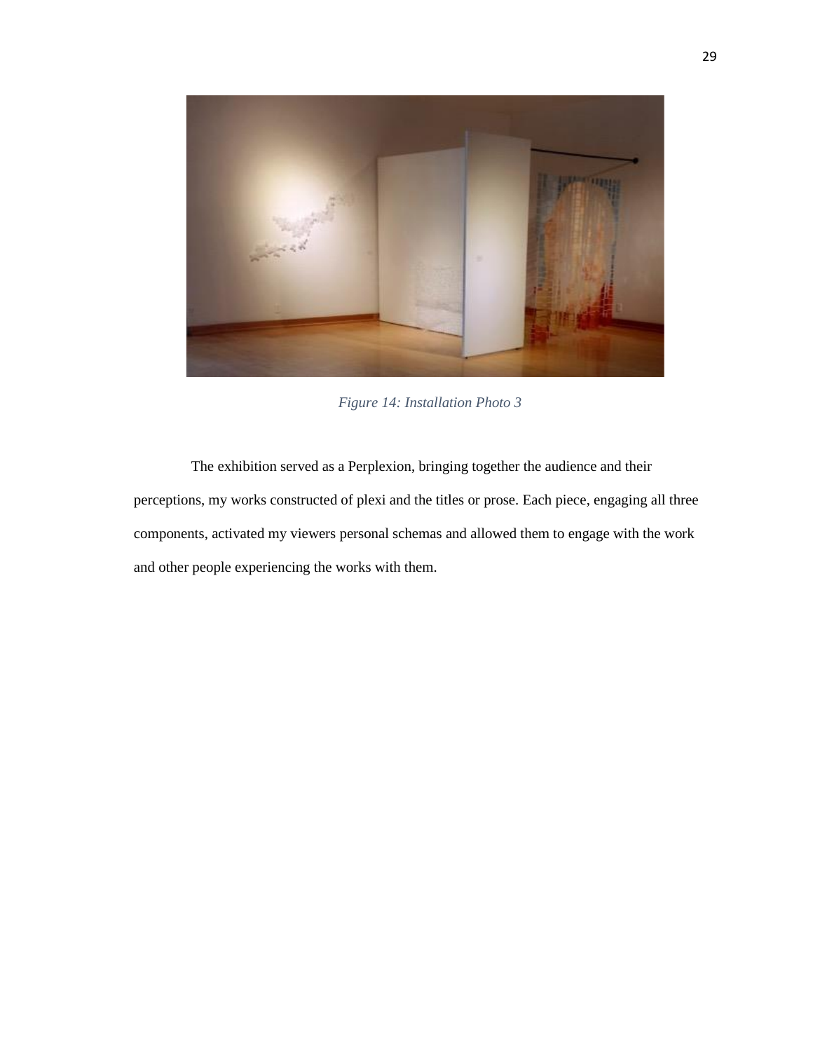*Figure 14: Installation Photo 3*

The exhibition served as a Perplexion, bringing together the audience and their perceptions, my works constructed of plexi and the titles or prose. Each piece, engaging all three components, activated my viewers personal schemas and allowed them to engage with the work and other people experiencing the works with them.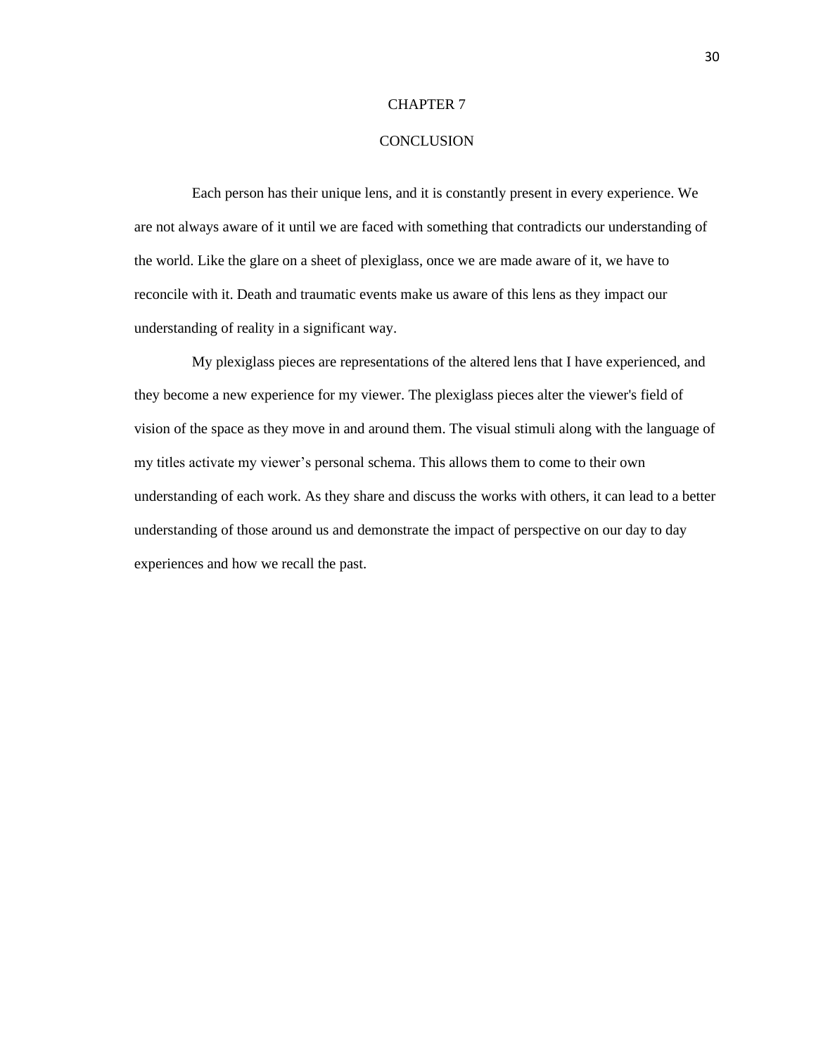# CHAPTER 7

# CONCLUSION

Each person has their unique lens, and it is constantly present in every experience. We are not always aware of it until we are faced with something that contradicts our understanding of the world. Like the glare on a sheet of plexiglass, once we are made aware of it, we have to reconcile with it. Death and traumatic events make us aware of this lens as they impact our understanding of reality in a significant way.

My plexiglass pieces are representations of the altered lens that I have experienced, and they become a new experience for my viewer. The plexiglass pieces alter the viewer's field of vision of the space as they move in and around them. The visual stimuli along with the language of my titles activate my viewer’s personal schema. This allows them to come to their own understanding of each work. As they share and discuss the works with others, it can lead to a better understanding of those around us and demonstrate the impact of perspective on our day to day experiences and how we recall the past.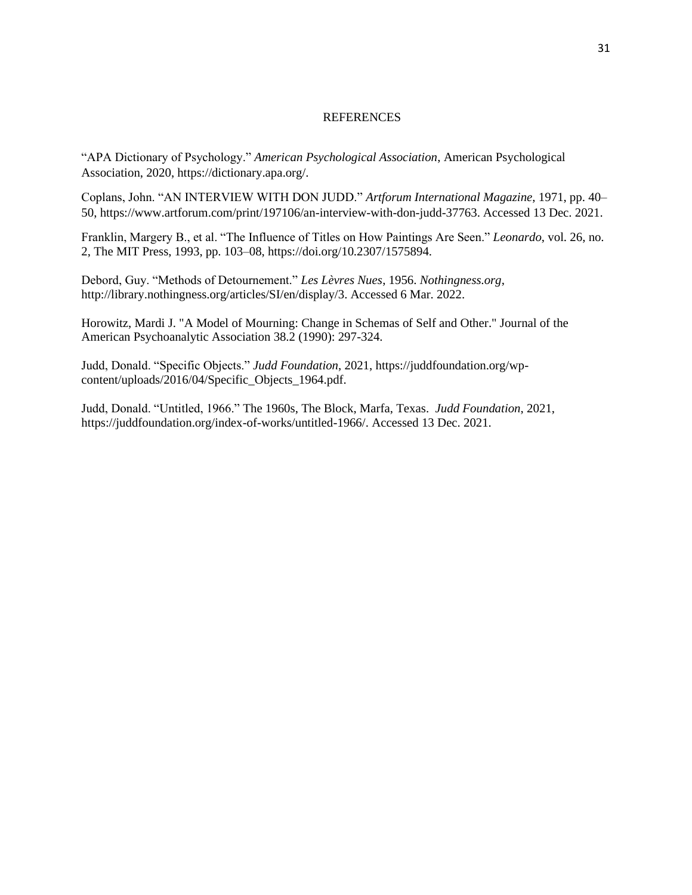# REFERENCES

"APA Dictionary of Psychology." *American Psychological Association*, American Psychological Association, 2020, https://dictionary.apa.org/.

Coplans, John. "AN INTERVIEW WITH DON JUDD." *Artforum International Magazine*, 1971, pp. 40–50, https://www.artforum.com/print/197106/an-interview-with-don-judd-37763. Accessed 13 Dec. 2021.

Franklin, Margery B., et al. "The Influence of Titles on How Paintings Are Seen." *Leonardo*, vol. 26, no. 2, The MIT Press, 1993, pp. 103–08, https://doi.org/10.2307/1575894.

Debord, Guy. "Methods of Detournement." *Les Lèvres Nues*, 1956. *Nothingness.org*, http://library.nothingness.org/articles/SI/en/display/3. Accessed 6 Mar. 2022.

Horowitz, Mardi J. "A Model of Mourning: Change in Schemas of Self and Other." Journal of the American Psychoanalytic Association 38.2 (1990): 297-324.

Judd, Donald. "Specific Objects." *Judd Foundation*, 2021, https://juddfoundation.org/wp-content/uploads/2016/04/Specific_Objects_1964.pdf.

Judd, Donald. "Untitled, 1966." The 1960s, The Block, Marfa, Texas. *Judd Foundation*, 2021, https://juddfoundation.org/index-of-works/untitled-1966/. Accessed 13 Dec. 2021.